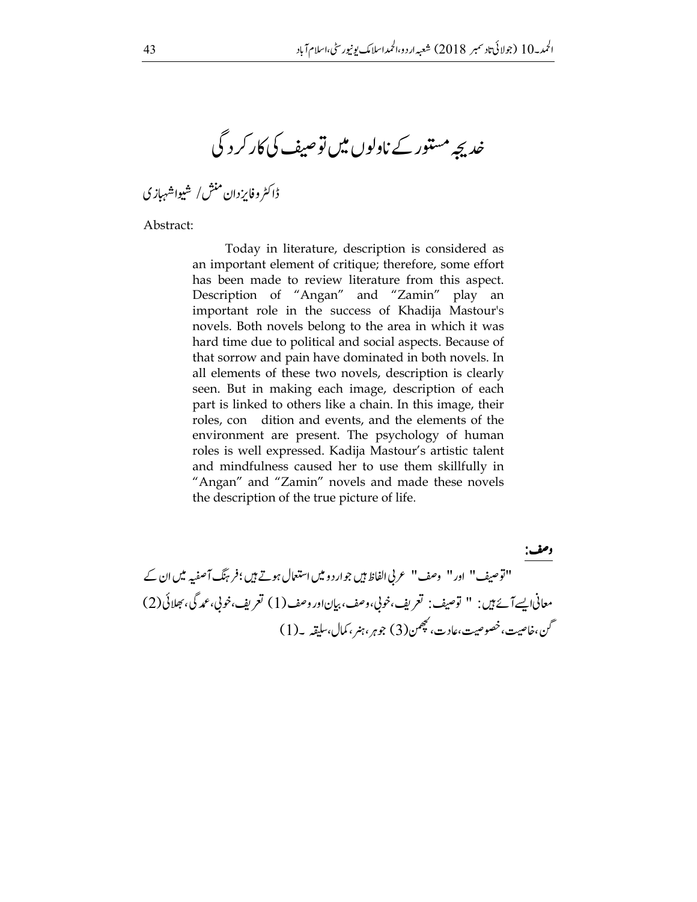# خدیجہ مستور کے ناولوں میں توصیف کی کارکردگی

ڈاکٹر وفا یزدان منش/ شیوا شہبازی

Abstract:

Today in literature, description is considered as an important element of critique; therefore, some effort has been made to review literature from this aspect. Description of "Angan" and "Zamin" play an important role in the success of Khadija Mastour's novels. Both novels belong to the area in which it was hard time due to political and social aspects. Because of that sorrow and pain have dominated in both novels. In all elements of these two novels, description is clearly seen. But in making each image, description of each part is linked to others like a chain. In this image, their roles, con dition and events, and the elements of the environment are present. The psychology of human roles is well expressed. Kadija Mastour's artistic talent and mindfulness caused her to use them skillfully in "Angan" and "Zamin" novels and made these novels the description of the true picture of life.

**وصف:**

"توصیف" اور" وصف" عربی الفاظ ہیں جو اردو میں استعمال ہوتے ہیں ؛فرہنگ آصفیہ میں ان کے معانی ایسے آئے ہیں: " توصیف: تعریف، خوبی، وصف، بیان اور وصف (1) تعریف، خوبی، عمدگی، بھلائی (2) گن، خاصیت، خصوصیت، عادت، کچھن (3) جوہر، ہنر، کمال، سلیقہ ۔(1)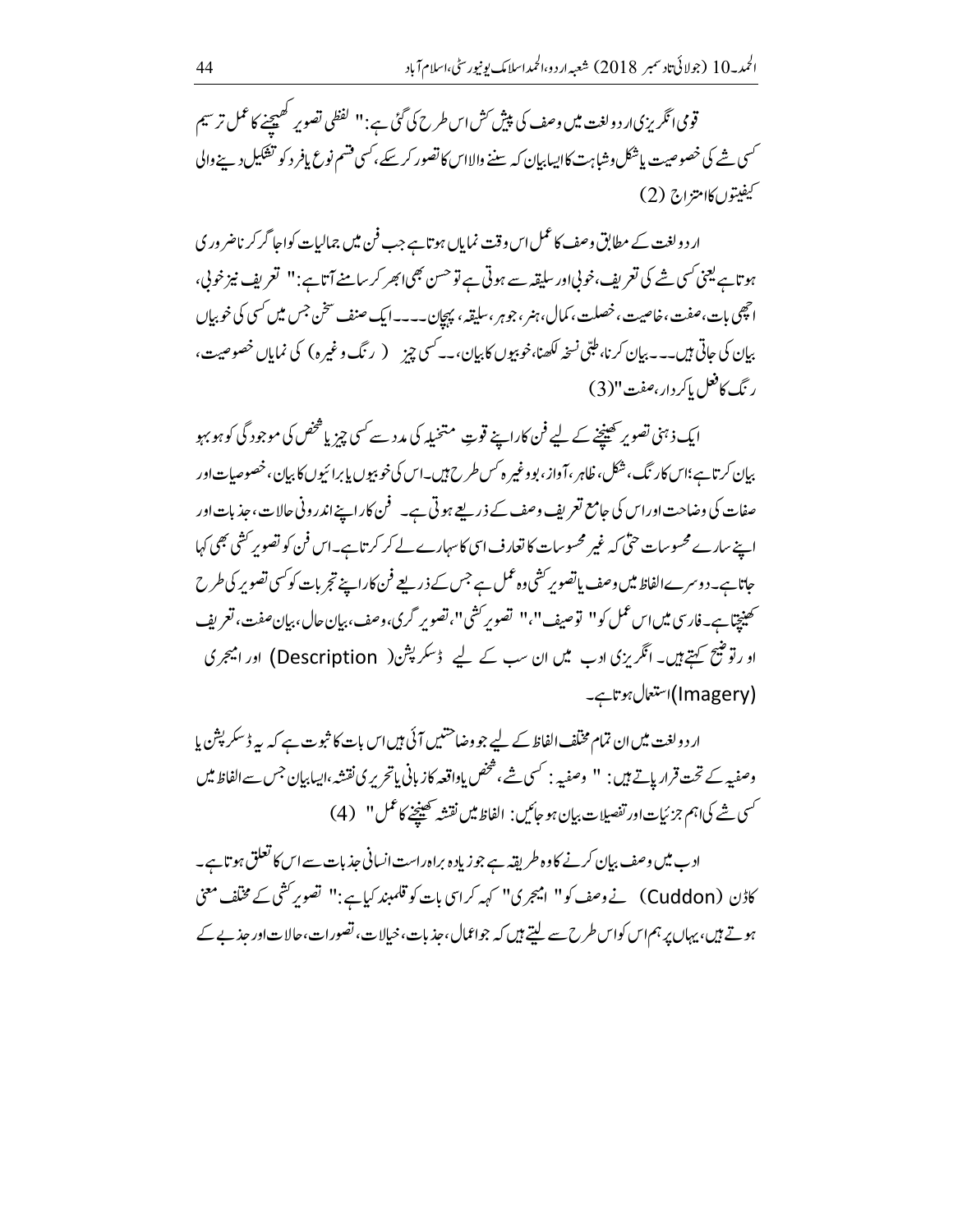قومی انگریزی اردو لغت میں وصف کی پیش کش اس طرح کی گئی ہے:" لفظی تصویر کھینچنے کا عمل ترسیم کسی شے کی خصوصیت یا شکل وشباہت کا ایسا بیان کہ سننے والا اس کا تصور کر سکے، کسی قسم نوع یا فرد کو تشکیل دینے والی کیفیتوں کا امتزاج (2)

اردو لغت کے مطابق وصف کا عمل اس وقت نمایاں ہوتا ہے جب فن میں جمالیات کو اجاگر کرنا ضروری ہوتا ہے یعنی کسی شے کی تعریف، خوبی اور سلیقہ سے ہوتی ہے تو حسن بھی ابھر کر سامنے آتا ہے:" تعریف نیز خوبی، اچھی بات، صفت، خاصیت، خصلت، کمال، ہنر، جوہر، سلیقہ، پہچان۔۔۔۔ایک صنف سخن جس میں کسی کی خوبیاں بیان کی جاتی ہیں۔۔۔بیان کرنا، طبی نسخہ لکھنا، خوبیوں کا بیان،۔۔کسی چیز ( رنگ وغیرہ) کی نمایاں خصوصیت، رنگ کا فعل یا کردار، صفت"(3)

ایک ذہنی تصویر کھینچنے کے لیے فن کار اپنے قوتِ متخیلہ کی مدد سے کسی چیز یا شخص کی موجودگی کو ہو بہو بیان کرتا ہے؛ اس کا رنگ، شکل، ظاہر، آواز، بو وغیرہ کس طرح ہیں۔اس کی خوبیوں یا برائیوں کا بیان، خصوصیات اور صفات کی وضاحت اور اس کی جامع تعریف وصف کے ذریعے ہوتی ہے۔ فن کار اپنے اندرونی حالات، جذبات اور اپنے سارے محسوسات حتیٰ کہ غیر محسوسات کا تعارف اسی کا سہارے لے کر کرتا ہے۔اس فن کو تصویر کشی بھی کہا جاتا ہے۔دوسرے الفاظ میں وصف یا تصویر کشی وہ عمل ہے جس کے ذریعے فن کار اپنے تجربات کو کسی تصویر کی طرح کھینچتا ہے۔فارسی میں اس عمل کو" توصیف"،" تصویر کشی"، تصویر گری، وصف، بیان حال، بیان صفت، تعریف او ر توضیح کہتے ہیں۔ انگریزی ادب میں ان سب کے لیے ڈسکرپشن( Description) اور امیجری (Imagery) استعمال ہوتا ہے۔

اردو لغت میں ان تمام مختلف الفاظ کے لیے جو وضاحتیں آئی ہیں اس بات کا ثبوت ہے کہ یہ ڈسکرپشن یا وصفیہ کے تحت قرار پاتے ہیں: " وصفیہ : کسی شے، شخص یا واقعہ کا زبانی یا تحریری نقشہ، ایسا بیان جس سے الفاظ میں کسی شے کی اہم جزئیات اور تفصیلات بیان ہو جائیں: الفاظ میں نقشہ کھینچنے کا عمل" (4)

ادب میں وصف بیان کرنے کا وہ طریقہ ہے جو زیادہ براہ راست انسانی جذبات سے اس کا تعلق ہوتا ہے۔ کاڈن (Cuddon) نے وصف کو" امیجری" کہہ کر اسی بات کو قلمبند کیا ہے:" تصویر کشی کے مختلف معنی ہوتے ہیں، یہاں پر ہم اس کو اس طرح سے لیتے ہیں کہ جو اعمال، جذبات، خیالات، تصورات، حالات اور جذبے کے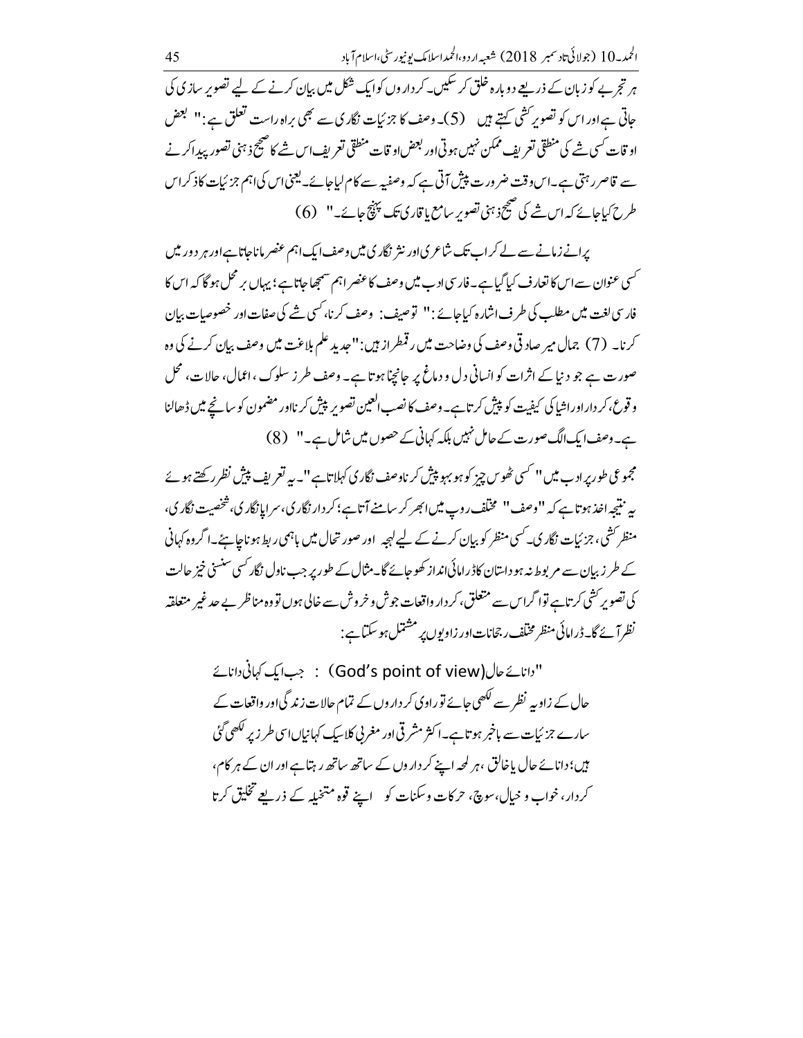ہر تجربے کو زبان کے ذریعے دوبارہ خلق کر سکیں۔ کرداروں کو ایک شکل میں بیان کرنے کے لیے تصویر سازی کی جاتی ہے اور اس کو تصویر کشی کہتے ہیں (5)۔ وصف کا جزئیات نگاری سے بھی براہ راست تعلق ہے: " بعض اوقات کسی شے کی منطقی تعریف ممکن نہیں ہوتی اور بعض اوقات منطقی تعریف اس شے کا صحیح ذہنی تصور پیدا کرنے سے قاصر رہتی ہے۔ اس وقت ضرورت پیش آتی ہے کہ وصفیہ سے کام لیا جائے۔ یعنی اس کی اہم جزئیات کا ذکر اس طرح کیا جائے کہ اس شے کی صحیح ذہنی تصویر سامع یا قاری تک پہنچ جائے۔" (6)

پرانے زمانے سے لے کر اب تک شاعری اور نثر نگاری میں وصف ایک اہم عنصر مانا جاتا ہے اور ہر دور میں کسی عنوان سے اس کا تعارف کیا گیا ہے۔ فارسی ادب میں وصف کا عنصر اہم سمجھا جاتا ہے؛ یہاں بر محل ہو گا کہ اس کا فارسی لغت میں مطلب کی طرف اشارہ کیا جائے: " توصیف: وصف کرنا، کسی شے کی صفات اور خصوصیات بیان کرنا۔ (7) جمال میر صادقی وصف کی وضاحت میں رقمطراز ہیں: "جدید علم بلاغت میں وصف بیان کرنے کی وہ صورت ہے جو دنیا کے اثرات کو انسانی دل و دماغ پر جانچنا ہوتا ہے۔ وصف طرز سلوک، اعمال، حالات، محل وقوع، کردار اور اشیا کی کیفیت کو پیش کرتا ہے۔ وصف کا نصب العین تصویر پیش کرنا اور مضمون کو سانچے میں ڈھالنا ہے۔ وصف ایک الگ صورت کے حامل نہیں بلکہ کہانی کے حصوں میں شامل ہے۔" (8)

مجموعی طور پر ادب میں " کسی ٹھوس چیز کو ہو بہو پیش کرنا وصف نگاری کہلاتا ہے"۔ یہ تعریف پیش نظر رکھتے ہوئے یہ نتیجہ اخذ ہوتا ہے کہ "وصف" مختلف روپ میں ابھر کر سامنے آتا ہے؛ کردار نگاری، سراپا نگاری، شخصیت نگاری، منظر کشی، جزئیات نگاری۔ کسی منظر کو بیان کرنے کے لیے لہجہ اور صورتحال میں باہمی ربط ہونا چاہیے۔ اگر وہ کہانی کے طرز بیان سے مربوط نہ ہو داستان کا ڈرامائی انداز کھو جائے گا۔ مثال کے طور پر جب ناول نگار کسی سنسنی خیز حالت کی تصویر کشی کرتا ہے تو اگر اس سے متعلق، کردار واقعات جوش و خروش سے خالی ہوں تو وہ مناظر بے حد غیر متعلقہ نظر آئے گا۔ ڈرامائی منظر مختلف رجحانات اور زاویوں پر مشتمل ہو سکتا ہے:

> "دانائے حال (God's point of view) : جب ایک کہانی دانائے حال کے زاویہ نظر سے لکھی جائے تو راوی کرداروں کے تمام حالات زندگی اور واقعات کے سارے جزئیات سے باخبر ہوتا ہے۔ اکثر مشرقی اور مغربی کلاسیک کہانیاں اسی طرز پر لکھی گئی ہیں؛ دانائے حال یا خالق، ہر لمحہ اپنے کرداروں کے ساتھ ساتھ رہتا ہے اور ان کے ہر کام، کردار، خواب و خیال، سوچ، حرکات و سکنات کو اپنے قوہ متخیلہ کے ذریعے تخلیق کرتا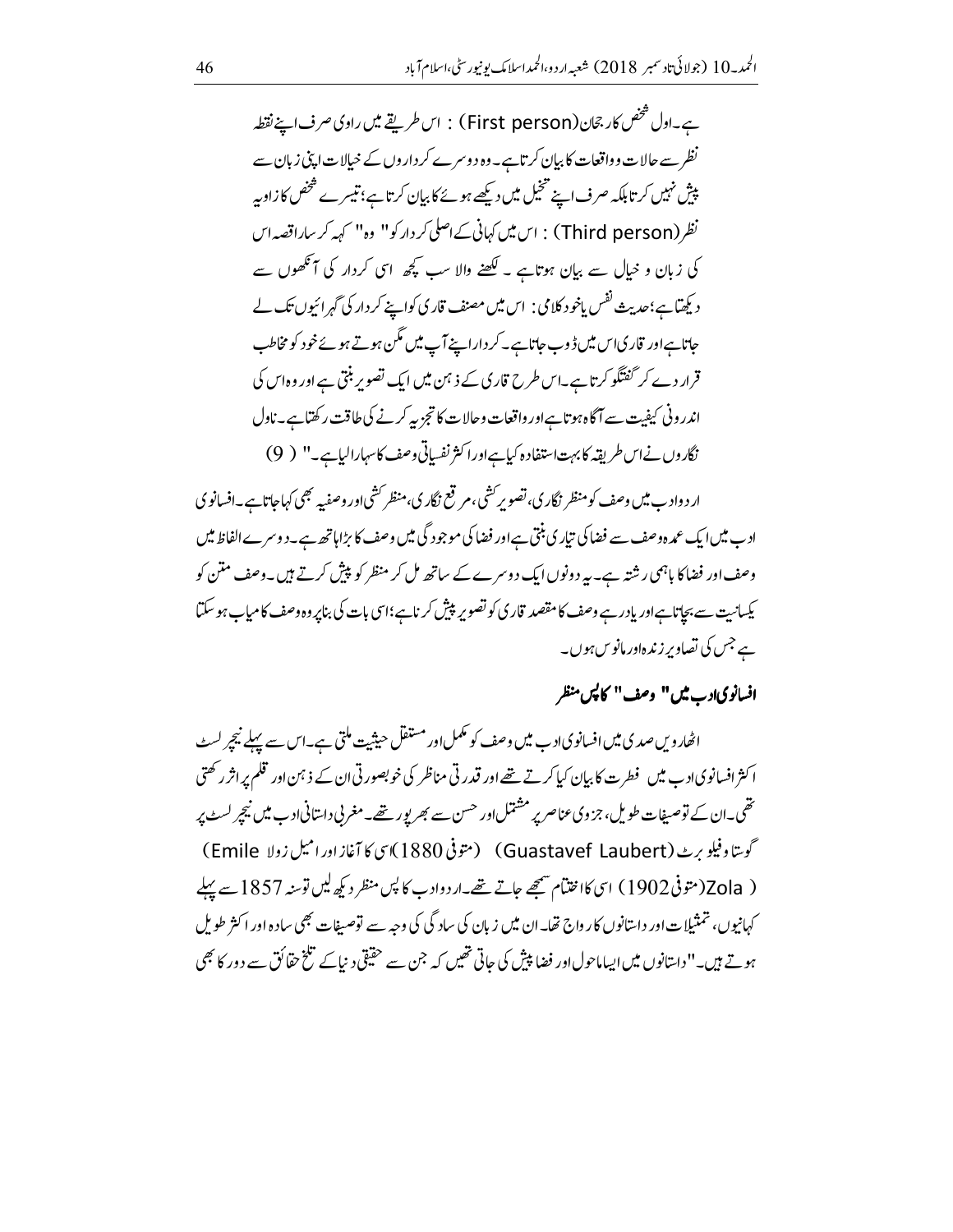ہے۔اول شخص کا رجحان(First person) : اس طریقے میں راوی صرف اپنے نقطہ نظر سے حالات و واقعات کا بیان کرتا ہے۔ وہ دوسرے کرداروں کے خیالات اپنی زبان سے پیش نہیں کرتا بلکہ صرف اپنے تخیل میں دیکھے ہوئے کا بیان کرتا ہے؛ تیسرے شخص کا زاویہ نظر(Third person) : اس میں کہانی کے اصلی کردار کو " وہ" کہہ کر سارا قصہ اس کی زبان و خیال سے بیان ہوتا ہے ۔ لکھنے والا سب کچھ اسی کردار کی آنکھوں سے دیکھتا ہے؛حدیث نفس یا خود کلامی: اس میں مصنف قاری کو اپنے کردار کی گہرائیوں تک لے جاتا ہے اور قاری اس میں ڈوب جاتا ہے۔ کردار اپنے آپ میں مگن ہوتے ہوئے خود کو مخاطب قرار دے کر گفتگو کرتا ہے۔اس طرح قاری کے ذہن میں ایک تصویر بنتی ہے اور وہ اس کی اندرونی کیفیت سے آگاہ ہوتا ہے اور واقعات و حالات کا تجزیہ کرنے کی طاقت رکھتا ہے۔ناول نگاروں نے اس طریقہ کا بہت استفادہ کیا ہے اور اکثر نفسیاتی وصف کا سہارا لیا ہے۔" (9)

اردو ادب میں وصف کو منظر نگاری، تصویر کشی، مرقع نگاری، منظر کشی اور وصفیہ بھی کہا جاتا ہے۔افسانوی ادب میں ایک عمدہ وصف سے فضا کی تیاری بنتی ہے اور فضا کی موجودگی میں وصف کا بڑا ہاتھ ہے۔دوسرے الفاظ میں وصف اور فضا کا باہمی رشتہ ہے۔یہ دونوں ایک دوسرے کے ساتھ مل کر منظر کو پیش کرتے ہیں۔وصف متن کو یکسانیت سے بچاتا ہے اور یاد رہے وصف کا مقصد قاری کو تصویر پیش کرنا ہے؛اسی بات کی بنا پر وہ وصف کامیاب ہو سکتا ہے جس کی تصاویر زندہ اور مانوس ہوں۔

## افسانوی ادب میں" وصف" کا پس منظر

اٹھارویں صدی میں افسانوی ادب میں وصف کو مکمل اور مستقل حیثیت ملتی ہے۔اس سے پہلے نیچر لسٹ اکثر افسانوی ادب میں فطرت کا بیان کیا کرتے تھے اور قدرتی مناظر کی خوبصورتی ان کے ذہن اور قلم پر اثر رکھتی تھی۔ان کے توصیفات طویل، جزوی عناصر پر مشتمل اور حسن سے بھرپور تھے۔مغربی داستانی ادب میں نیچر لسٹ پر گوستا وفیلو برٹ(Guastavef Laubert) (متوفی 1880)اسی کا آغاز اور امیل زولا (Emile Zola)(متوفی1902) اسی کا اختتام سمجھے جاتے تھے۔اردو ادب کا پس منظر دیکھ لیں تو سنہ 1857 سے پہلے کہانیوں، تمثیلات اور داستانوں کا رواج تھا۔ان میں زبان کی سادگی کی وجہ سے توصیفات بھی سادہ اور اکثر طویل ہوتے ہیں۔"داستانوں میں ایسا ماحول اور فضا پیش کی جاتی تھیں کہ جن سے حقیقی دنیا کے تلخ حقائق سے دور کا بھی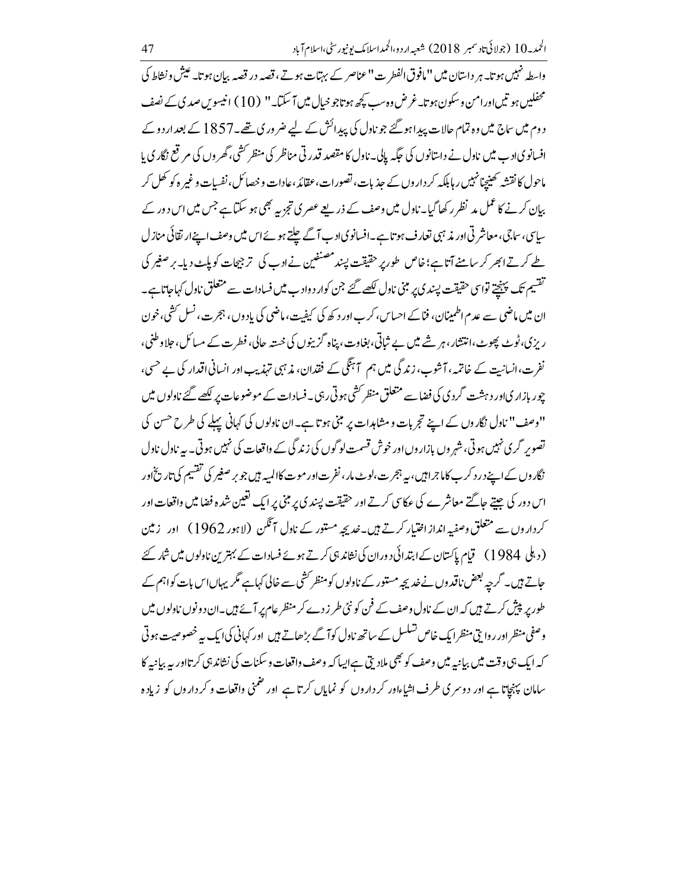واسطہ نہیں ہوتا۔ ہر داستان میں "مافوق الفطرت" عناصر کے بہتات ہوتے، قصہ در قصہ بیان ہوتا۔ عیش و نشاط کی محفلیں ہوتیں اور امن و سکون ہوتا۔ غرض وہ سب کچھ ہوتا جو خیال میں آسکتا۔" (10) انیسویں صدی کے نصف دوم میں سماج میں وہ تمام حالات پیدا ہو گئے جو ناول کی پیدائش کے لیے ضروری تھے۔ 1857 کے بعد اردو کے افسانوی ادب میں ناول نے داستانوں کی جگہ پائی۔ ناول کا مقصد قدرتی مناظر کی منظر کشی، گھروں کی مرقع نگاری یا ماحول کا نقشہ کھینچنا نہیں رہا بلکہ کرداروں کے جذبات، تصورات، عقائد، عادات و خصائل، نفسیات وغیرہ کو کھل کر بیان کرنے کا عمل مد نظر رکھا گیا۔ ناول میں وصف کے ذریعے عصری تجزیہ بھی ہو سکتا ہے جس میں اس دور کے سیاسی، سماجی، معاشرتی اور مذہبی تعارف ہوتا ہے۔ افسانوی ادب آگے چلتے ہوئے اس میں وصف اپنے ارتقائی منازل طے کرتے ابھر کر سامنے آتا ہے؛ خاص طور پر حقیقت پسند مصنفین نے ادب کی ترجیحات کو پلٹ دیا۔ برصغیر کی تقسیم تک پہنچتے تو اسی حقیقت پسندی پر مبنی ناول لکھے گئے جن کو اردو ادب میں فسادات سے متعلق ناول کہا جاتا ہے۔ ان میں ماضی سے عدم اطمینان، فنا کے احساس، کرب اور دکھ کی کیفیت، ماضی کی یادوں، ہجرت، نسل کشی، خون ریزی، ٹوٹ پھوٹ، انتشار، ہر شے میں بے ثباتی، بغاوت، پناہ گزینوں کی خستہ حالی، فطرت کے مسائل، جلاوطنی، نفرت، انسانیت کے خاتمہ، آشوب، زندگی میں ہم آہنگی کے فقدان، مذہبی تہذیب اور انسانی اقدار کی بے حسی، چور بازاری اور دہشت گردی کی فضا سے متعلق منظر کشی ہوتی رہی۔ فسادات کے موضوعات پر لکھے گئے ناولوں میں "وصف" ناول نگاروں کے اپنے تجربات و مشاہدات پر مبنی ہوتا ہے۔ ان ناولوں کی کہانی پہلے کی طرح حسن کی تصویر گری نہیں ہوتی، شہروں بازاروں اور خوش قسمت لوگوں کی زندگی کے واقعات کی نہیں ہوتی۔ یہ ناول ناول نگاروں کے اپنے درد کرب کا ماجرا ہیں، یہ ہجرت، لوٹ مار، نفرت اور موت کا المیہ ہیں جو برصغیر کی تقسیم کی تاریخ اور اس دور کی جیتے جاگتے معاشرے کی عکاسی کرتے اور حقیقت پسندی پر مبنی پر ایک تعین شدہ فضا میں واقعات اور کرداروں سے متعلق وصفیہ انداز اختیار کرتے ہیں۔ خدیجہ مستور کے ناول آنگن (لاہور 1962) اور زمین (دہلی 1984) قیام پاکستان کے ابتدائی دوران کی نشاندہی کرتے ہوئے فسادات کے بہترین ناولوں میں شمار کئے جاتے ہیں۔ گرچہ بعض ناقدوں نے خدیجہ مستور کے ناولوں کو منظر کشی سے خالی کہا ہے مگر یہاں اس بات کو اہم کے طور پر پیش کرتے ہیں کہ ان کے ناول وصف کے فن کو نئی طرز دے کر منظر عام پر آئے ہیں۔ ان دونوں ناولوں میں وصفی منظر اور روایتی منظر ایک خاص تسلسل کے ساتھ ناول کو آگے بڑھاتے ہیں اور کہانی کی ایک یہ خصوصیت ہوتی کہ ایک ہی وقت میں بیانیہ میں وصف کو بھی ملا دیتی ہے ایسا کہ وصف واقعات و سکنات کی نشاندہی کرتا اور یہ بیانیہ کا سامان پہنچاتا ہے اور دوسری طرف اشیاء اور کرداروں کو نمایاں کرتا ہے اور ضمنی واقعات و کرداروں کو زیادہ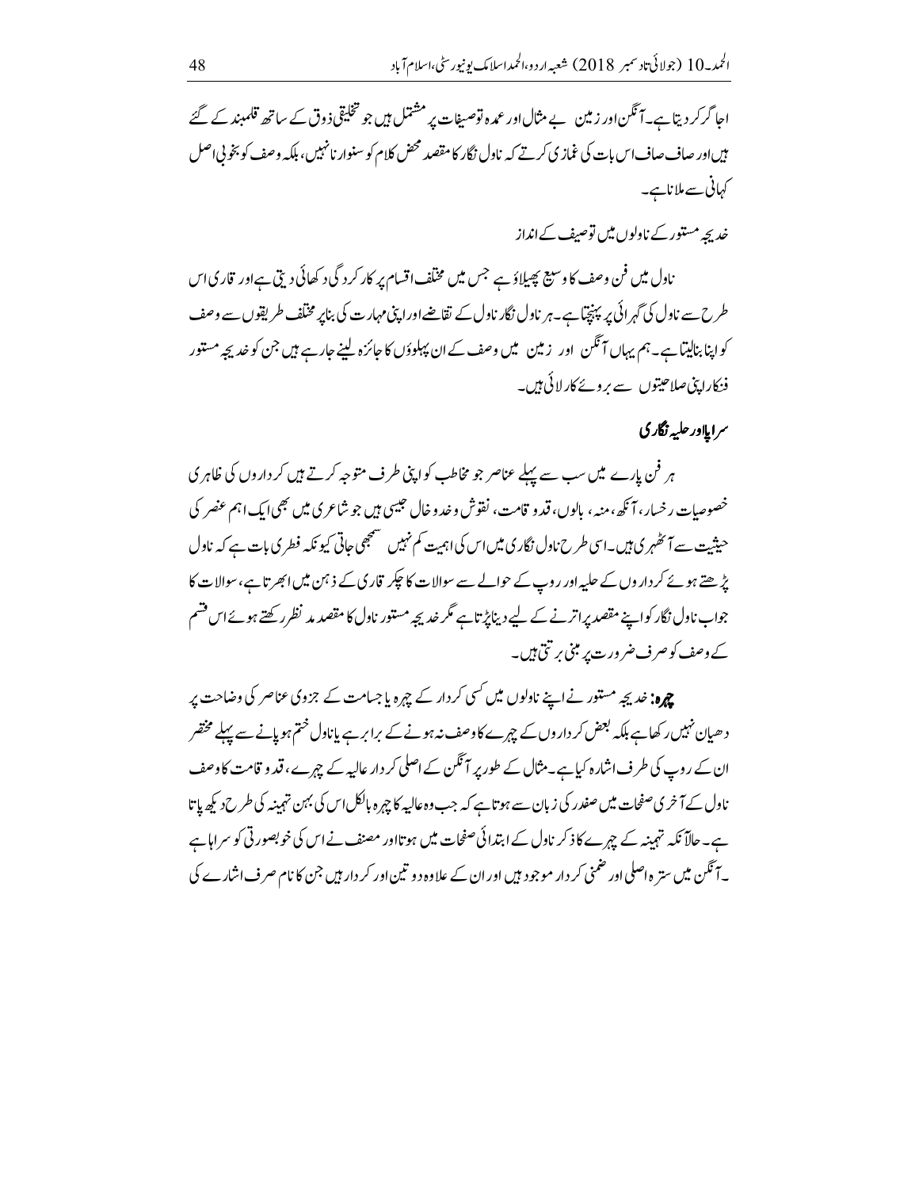اجاگر کر دیتا ہے۔ آنگن اور زمین بے مثال اور عمدہ توصیفات پر مشتمل ہیں جو تخلیقی ذوق کے ساتھ قلمبند کے گئے ہیں اور صاف صاف اس بات کی غمازی کرتے کہ ناول نگار کا مقصد محض کلام کو سنوارنا نہیں، بلکہ وصف کو بخوبی اصل کہانی سے ملانا ہے۔

خدیجہ مستور کے ناولوں میں توصیف کے انداز

ناول میں فن وصف کا وسیع پھیلاؤ ہے جس میں مختلف اقسام پر کارکردگی دکھائی دیتی ہے اور قاری اس طرح سے ناول کی گہرائی پر پہنچتا ہے۔ ہر ناول نگار ناول کے تقاضے اور اپنی مہارت کی بنا پر مختلف طریقوں سے وصف کو اپنا بنالیتا ہے۔ ہم یہاں آنگن اور زمین میں وصف کے ان پہلوؤں کا جائزہ لینے جارہے ہیں جن کو خدیجہ مستور فنکار اپنی صلاحیتوں سے بروئے کار لائی ہیں۔

## سراپا اور حلیہ نگاری

ہر فن پارے میں سب سے پہلے عناصر جو مخاطب کو اپنی طرف متوجہ کرتے ہیں کرداروں کی ظاہری خصوصیات رخسار، آنکھ، منہ، بالوں، قد و قامت، نقوش و خد و خال جیسی ہیں جو شاعری میں بھی ایک اہم عنصر کی حیثیت سے آٹھہری ہیں۔ اسی طرح ناول نگاری میں اس کی اہمیت کم نہیں سمجھی جاتی کیونکہ فطری بات ہے کہ ناول پڑھتے ہوئے کرداروں کے حلیہ اور روپ کے حوالے سے سوالات کا چکر قاری کے ذہن میں ابھرتا ہے، سوالات کا جواب ناول نگار کو اپنے مقصد پر اترنے کے لیے دینا پڑتا ہے مگر خدیجہ مستور ناول کا مقصد مد نظر رکھتے ہوئے اس قسم کے وصف کو صرف ضرورت پر مبنی برتتی ہیں۔

**چہرہ:** خدیجہ مستور نے اپنے ناولوں میں کسی کردار کے چہرہ یا جسامت کے جزوی عناصر کی وضاحت پر دھیان نہیں رکھا ہے بلکہ بعض کرداروں کے چہرے کا وصف نہ ہونے کے برابر ہے یا ناول ختم ہو پانے سے پہلے مختصر ان کے روپ کی طرف اشارہ کیا ہے۔ مثال کے طور پر آنگن کے اصلی کردار عالیہ کے چہرے، قد و قامت کا وصف ناول کے آخری صفحات میں صفدر کی زبان سے ہوتا ہے کہ جب وہ عالیہ کا چہرہ بالکل اس کی بہن تہمینہ کی طرح دیکھ پاتا ہے۔ حالانکہ تہمینہ کے چہرے کا ذکر ناول کے ابتدائی صفحات میں ہوتا اور مصنف نے اس کی خوبصورتی کو سراہا ہے۔ آنگن میں سترہ اصلی اور ضمنی کردار موجود ہیں اور ان کے علاوہ دو تین اور کردار ہیں جن کا نام صرف اشارے کی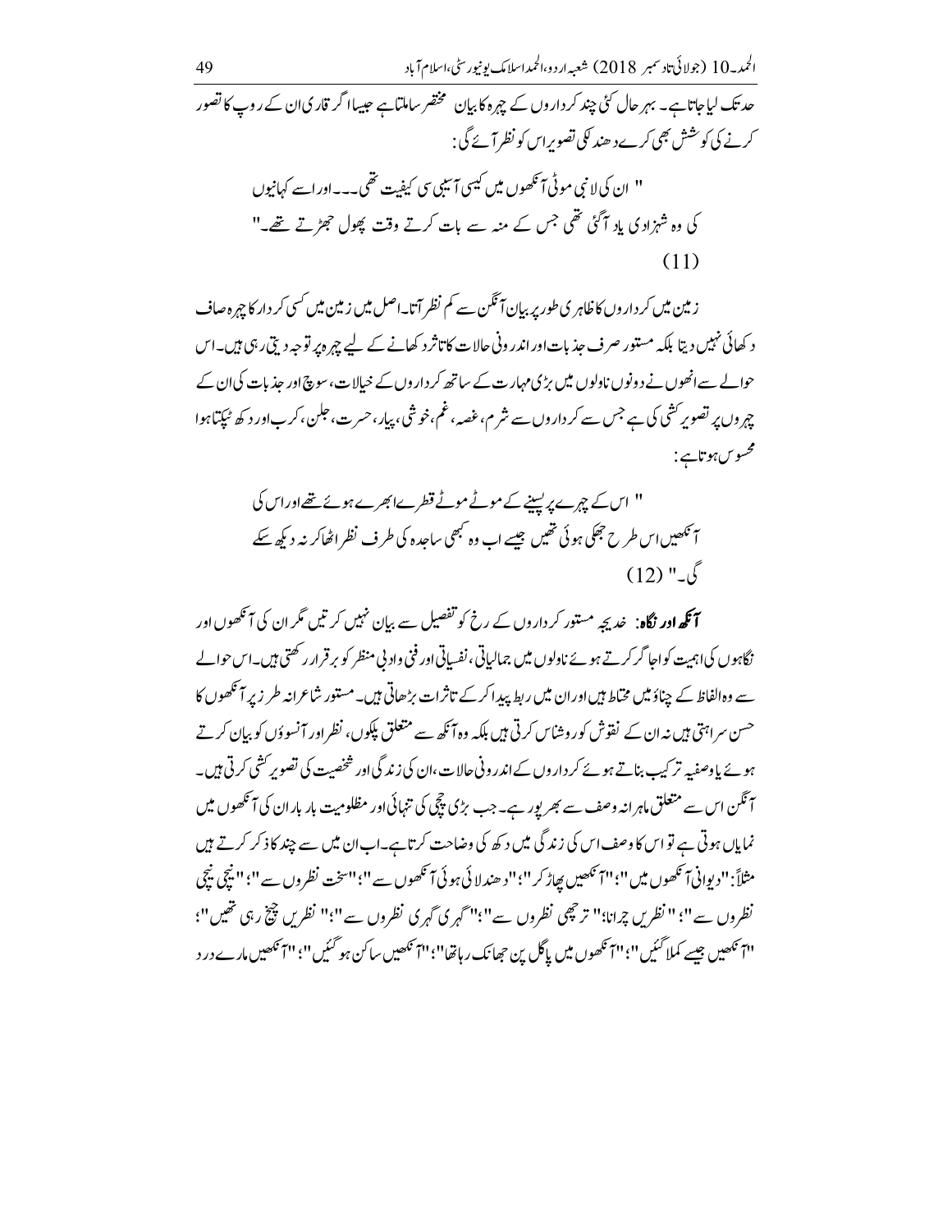حد تک لیا جاتا ہے۔ بہر حال کئی چند کرداروں کے چہرہ کا بیان مختصر سا ملتا ہے جیسا اگر قاری ان کے روپ کا تصور کرنے کی کوشش بھی کرے دھندلی تصویر اس کو نظر آئے گی:

> " ان کی لانبی موٹی آنکھوں میں کیسی آسیبی سی کیفیت تھی۔۔۔اور اسے کہانیوں کی وہ شہزادی یاد آگئی تھی جس کے منہ سے بات کرتے وقت پھول جھڑتے تھے۔" (11)

زمین میں کرداروں کا ظاہری طور پر بیان آنگن سے کم نظر آتا۔اصل میں زمین میں کسی کردار کا چہرہ صاف دکھائی نہیں دیتا بلکہ مستور صرف جذبات اور اندرونی حالات کا تاثر دکھانے کے لیے چہرہ پر توجہ دیتی رہی ہیں۔اس حوالے سے انھوں نے دونوں ناولوں میں بڑی مہارت کے ساتھ کرداروں کے خیالات، سوچ اور جذبات کی ان کے چہروں پر تصویر کشی کی ہے جس سے کرداروں کے شرم، غصہ، غم، خوشی، پیار، حسرت، جلن، کرب اور دکھ ٹپکتا ہوا محسوس ہوتا ہے:

> " اس کے چہرے پر پسینے کے موٹے موٹے قطرے ابھرے ہوئے تھے اور اس کی آنکھیں اس طرح جھکی ہوئی تھیں جیسے اب وہ کبھی ساجدہ کی طرف نظر اٹھا کر نہ دیکھ سکے گی۔" (12)

**آنکھ اور نگاہ:** خدیجہ مستور کرداروں کے رخ کو تفصیل سے بیان نہیں کرتیں مگر ان کی آنکھوں اور نگاہوں کی اہمیت کو اجاگر کرتے ہوئے ناولوں میں جمالیاتی، نفسیاتی اور فنی وادبی منظر کو برقرار رکھتی ہیں۔اس حوالے سے وہ الفاظ کے چناؤ میں محتاط ہیں اور ان میں ربط پیدا کرکے تاثرات بڑھاتی ہیں۔مستور شاعرانہ طرز پر آنکھوں کا حسن سراہتی ہیں نہ ان کے نقوش کو روشناس کرتی ہیں بلکہ وہ آنکھ سے متعلق پلکوں، نظر اور آنسوؤں کو بیان کرتے ہوئے یا وصفیہ ترکیب بناتے ہوئے کرداروں کے اندرونی حالات، ان کی زندگی اور شخصیت کی تصویر کشی کرتی ہیں۔آنگن اس سے متعلق ماہرانہ وصف سے بھرپور ہے۔جب بڑی چچی کی تنہائی اور مظلومیت بار بار ان کی آنکھوں میں نمایاں ہوتی ہے تو اس کا وصف اس کی زندگی میں دکھ کی وضاحت کرتا ہے۔اب ان میں سے چند کا ذکر کرتے ہیں مثلاً: "دیوانی آنکھوں میں"؛ "آنکھیں پھاڑ کر"؛ "دھندلائی ہوئی آنکھوں سے"؛ "سخت نظروں سے"؛ "نیچی نیچی نظروں سے"؛ "نظریں چرانا"؛ "ترچھی نظروں سے"؛ "گہری گہری نظروں سے"؛ "نظریں چیخ رہی تھیں"؛ "آنکھیں جیسے کملا گئیں"؛ "آنکھوں میں پاگل پن جھانک رہا تھا"؛ "آنکھیں ساکن ہو گئیں"؛ "آنکھیں مارے درد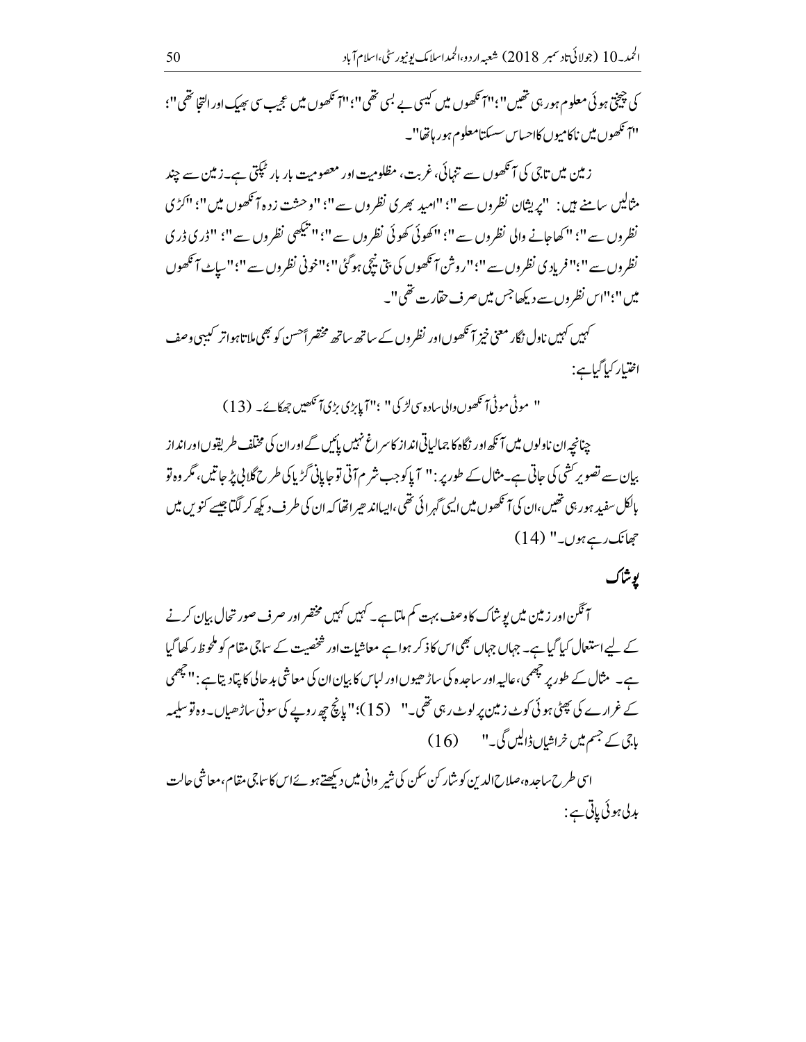کی چیختی ہوئی معلوم ہو رہی تھیں"؛"آنکھوں میں کیسی بے بسی تھی"؛"آنکھوں میں عجیب سی بھیک اور التجا تھی"؛ "آنکھوں میں ناکامیوں کا احساس سسکتا معلوم ہو رہا تھا"۔

زمین میں تاجی کی آنکھوں سے تنہائی، غربت، مظلومیت اور معصومیت بار بار ٹپکتی ہے۔ زمین سے چند مثالیں سامنے ہیں: "پریشان نظروں سے"؛ "امید بھری نظروں سے"؛ "وحشت زدہ آنکھوں میں"؛ "کڑی نظروں سے"؛ "کھا جانے والی نظروں سے"؛ "کھوئی کھوئی نظروں سے"؛ "تیکھی نظروں سے"؛ "ڈری ڈری نظروں سے"؛ "فریادی نظروں سے"؛ "روشن آنکھوں کی بتی نیچی ہو گئی"؛ "خونی نظروں سے"؛ "سپاٹ آنکھوں میں"؛ "اس نظروں سے دیکھا جس میں صرف حقارت تھی"۔

کہیں کہیں ناول نگار معنی خیز آنکھوں اور نظروں کے ساتھ ساتھ مختصر اً حسن کو بھی ملاتا ہوا تر کیبی وصف اختیار کیا گیا ہے:

" موٹی موٹی آنکھوں والی سادہ سی لڑکی"؛ "آپا بڑی بڑی آنکھیں جھکائے۔ (13)

چنانچہ ان ناولوں میں آنکھ اور نگاہ کا جمالیاتی انداز کا سراغ نہیں پائیں گے اور ان کی مختلف طریقوں اور انداز بیان سے تصویر کشی کی جاتی ہے۔ مثال کے طور پر: " آپا کو جب شرم آتی تو جاپانی گڑیا کی طرح گلابی پڑ جاتیں، مگر وہ تو بالکل سفید ہو رہی تھیں، ان کی آنکھوں میں ایسی گہرائی تھی، ایسا اندھیرا تھا کہ ان کی طرف دیکھ کر لگتا جیسے کنویں میں جھانک رہے ہوں۔" (14)

## پوشاک

آنگن اور زمین میں پوشاک کا وصف بہت کم ملتا ہے۔ کہیں کہیں مختصر اور صرف صورتحال بیان کرنے کے لیے استعمال کیا گیا ہے۔ جہاں جہاں بھی اس کا ذکر ہوا ہے معاشیات اور شخصیت کے سماجی مقام کو ملحوظ رکھا گیا ہے۔ مثال کے طور پر چھمی، عالیہ اور ساجدہ کی ساڑھیوں اور لباس کا بیان ان کی معاشی بدحالی کا پتا دیتا ہے: "چھمی کے غرارے کی پھٹی ہوئی کوٹ زمین پر لوٹ رہی تھی۔" (15)؛"پانچ چھ روپے کی سوتی ساڑھیاں۔ وہ تو سلیمہ باجی کے جسم میں خراشیاں ڈالیں گی۔" (16)

اسی طرح ساجدہ، صلاح الدین کو شارکن سکن کی شیروانی میں دیکھتے ہوئے اس کا سماجی مقام، معاشی حالت بدلی ہوئی پاتی ہے: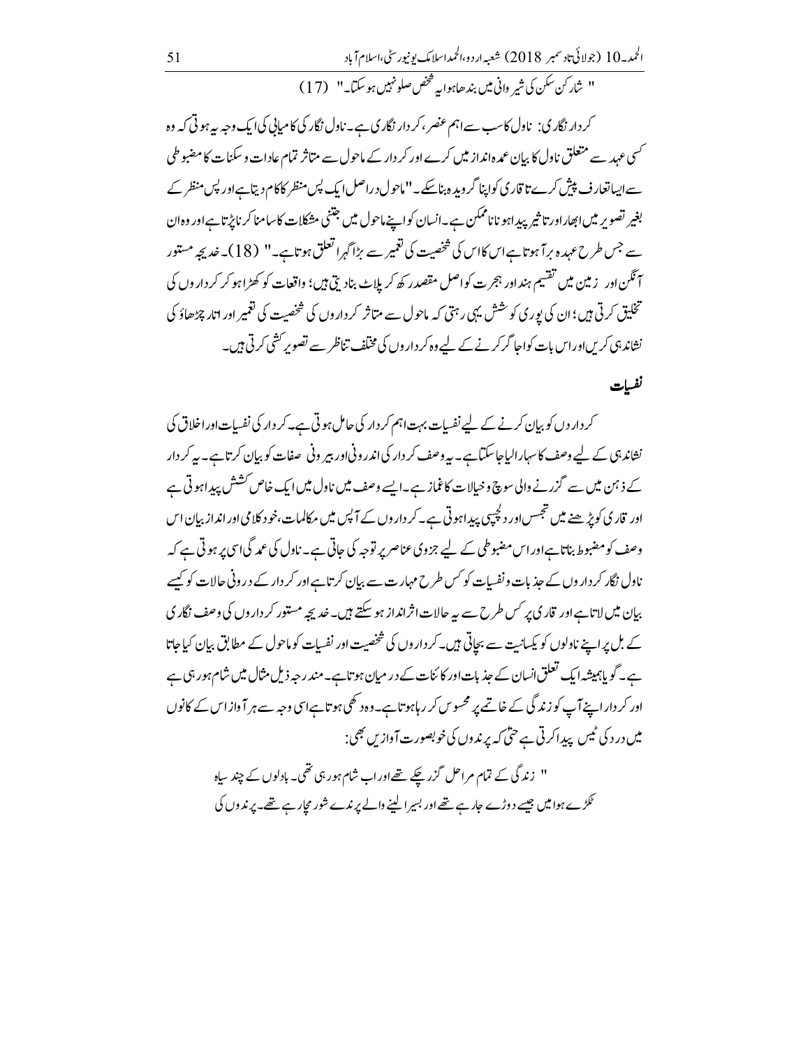" شارکن سکن کی شیروانی میں بندھا ہوا یہ شخص صلو نہیں ہو سکتا۔" (17)

کردار نگاری: ناول کا سب سے اہم عنصر، کردار نگاری ہے۔ ناول نگار کی کامیابی کی ایک وجہ یہ ہوتی کہ وہ کسی عہد سے متعلق ناول کا بیان عمدہ انداز میں کرے اور کردار کے ماحول سے متاثر تمام عادات و سکنات کا مضبوطی سے ایسا تعارف پیش کرے تا قاری کو اپنا گرویدہ بنا سکے۔"ماحول دراصل ایک پس منظر کا کام دیتا ہے اور پس منظر کے بغیر تصویر میں ابھار اور تاثیر پیدا ہونا ناممکن ہے۔ انسان کو اپنے ماحول میں جتنی مشکلات کا سامنا کرنا پڑتا ہے اور وہ ان سے جس طرح عہدہ برآ ہوتا ہے اس کا اس کی شخصیت کی تعمیر سے بڑا گہرا تعلق ہوتا ہے۔" (18)۔ خدیجہ مستور آنگن اور زمین میں تقسیم ہند اور ہجرت کو اصل مقصد رکھ کر پلاٹ بنا دیتی ہیں؛ واقعات کو کھڑا ہو کر کرداروں کی تخلیق کرتی ہیں؛ ان کی پوری کوشش یہی رہتی کہ ماحول سے متاثر کرداروں کی شخصیت کی تعمیر اور اتار چڑھاؤ کی نشاندہی کریں اور اس بات کو اجاگر کرنے کے لیے وہ کرداروں کی مختلف تناظر سے تصویر کشی کرتی ہیں۔

## نفسیات

کرداروں کو بیان کرنے کے لیے نفسیات بہت اہم کردار کی حامل ہوتی ہے۔ کردار کی نفسیات اور اخلاق کی نشاندہی کے لیے وصف کا سہارا لیا جا سکتا ہے۔ یہ وصف کردار کی اندرونی اور بیرونی صفات کو بیان کرتا ہے۔ یہ کردار کے ذہن میں سے گزرنے والی سوچ و خیالات کا غماز ہے۔ ایسے وصف میں ناول میں ایک خاص کشش پیدا ہوتی ہے اور قاری کو پڑھنے میں تجسس اور دلچسپی پیدا ہوتی ہے۔ کرداروں کے آپس میں مکالمات، خود کلامی اور انداز بیان اس وصف کو مضبوط بناتا ہے اور اس مضبوطی کے لیے جزوی عناصر پر توجہ کی جاتی ہے۔ ناول کی عمدگی اسی پر ہوتی ہے کہ ناول نگار کرداروں کے جذبات و نفسیات کو کس طرح مہارت سے بیان کرتا ہے اور کردار کے درونی حالات کو کیسے بیان میں لاتا ہے اور قاری پر کس طرح سے یہ حالات اثر انداز ہو سکتے ہیں۔ خدیجہ مستور کرداروں کی وصف نگاری کے بل پر اپنے ناولوں کو یکسانیت سے بچاتی ہیں۔ کرداروں کی شخصیت اور نفسیات کو ماحول کے مطابق بیان کیا جاتا ہے۔ گویا ہمیشہ ایک تعلق انسان کے جذبات اور کائنات کے درمیان ہوتا ہے۔ مندرجہ ذیل مثال میں شام ہو رہی ہے اور کردار اپنے آپ کو زندگی کے خاتمے پر محسوس کر رہا ہوتا ہے۔ وہ دکھی ہوتا ہے اسی وجہ سے ہر آواز اس کے کانوں میں درد کی ٹیس پیدا کرتی ہے حتیٰ کہ پرندوں کی خوبصورت آوازیں بھی:

> " زندگی کے تمام مراحل گزر چکے تھے اور اب شام ہو رہی تھی۔ بادلوں کے چند سیاہ ٹکڑے ہوا میں جیسے دوڑے جا رہے تھے اور بسیرا لینے والے پرندے شور مچا رہے تھے۔ پرندوں کی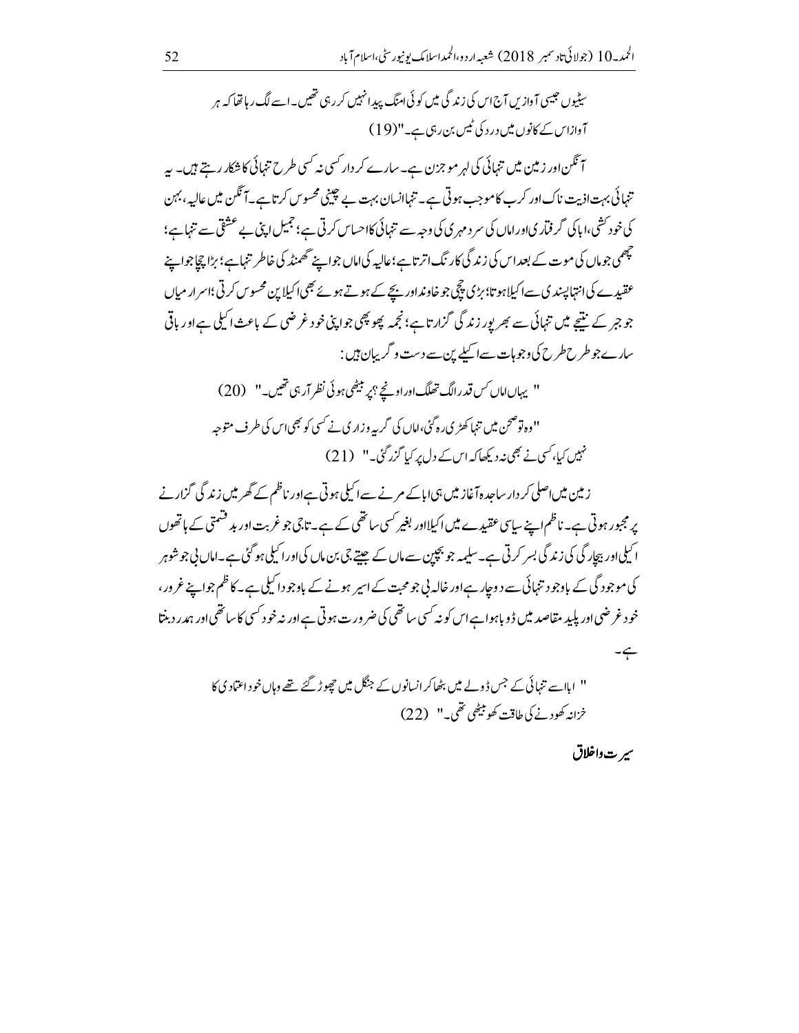سیٹیوں جیسی آوازیں آج اس کی زندگی میں کوئی امنگ پیدا نہیں کر رہی تھیں۔ اسے لگ رہا تھا کہ ہر آواز اس کے کانوں میں درد کی ٹیس بن رہی ہے۔"(19)

آنگن اور زمین میں تنہائی کی لہر موجزن ہے۔ سارے کردار کسی نہ کسی طرح تنہائی کا شکار رہتے ہیں۔ یہ تنہائی بہت اذیت ناک اور کرب کا موجب ہوتی ہے۔ تنہا انسان بہت بے چینی محسوس کرتا ہے۔ آنگن میں عالیہ، بہن کی خودکشی، ابا کی گرفتاری اور اماں کی سرد مہری کی وجہ سے تنہائی کا احساس کرتی ہے؛ جمیل اپنی بے عشقی سے تنہا ہے؛ چھمی جو ماں کی موت کے بعد اس کی زندگی کا رنگ اترتا ہے؛ عالیہ کی اماں جو اپنے گھمنڈ کی خاطر تنہا ہے؛ بڑا چچا جو اپنے عقیدے کی انتہاپسندی سے اکیلا ہوتا؛ بڑی چچی جو خاوند اور بچے کے ہوتے ہوئے بھی اکیلا پن محسوس کرتی؛ اسرار میاں جو جبر کے نتیجے میں تنہائی سے بھرپور زندگی گزارتا ہے؛ نجمہ پھوپھی جو اپنی خود غرضی کے باعث اکیلی ہے اور باقی سارے جو طرح طرح کی وجوہات سے اکیلے پن سے دست و گریبان ہیں:

" یہاں اماں کس قدر الگ تھلگ اور اونچے ؟پر بیٹھی ہوئی نظر آرہی تھیں۔" (20)

"وہ تو صحن میں تنہا کھڑی رہ گئی، اماں کی گریہ وزاری نے کسی کو بھی اس کی طرف متوجہ نہیں کیا، کسی نے بھی نہ دیکھا کہ اس کے دل پر کیا گزر گئی۔" (21)

زمین میں اصلی کردار ساجدہ آغاز میں ہی ابا کے مرنے سے اکیلی ہوتی ہے اور ناظم کے گھر میں زندگی گزارنے پر مجبور ہوتی ہے۔ ناظم اپنے سیاسی عقیدے میں اکیلا اور بغیر کسی ساتھی کے ہے۔ تاجی جو غربت اور بدقسمتی کے ہاتھوں اکیلی اور بیچارگی کی زندگی بسر کرتی ہے۔ سلیمہ جو بچپن سے ماں کے جیتے جی بن ماں کی اور اکیلی ہو گئی ہے۔ اماں بی جو شوہر کی موجودگی کے باوجود تنہائی سے دوچار ہے اور خالہ بی جو محبت کے اسیر ہونے کے باوجود اکیلی ہے۔ کاظم جو اپنے غرور، خود غرضی اور پلید مقاصد میں ڈوبا ہوا ہے اس کو نہ کسی ساتھی کی ضرورت ہوتی ہے اور نہ خود کسی کا ساتھی اور ہمدرد بنتا ہے۔

" ابا اسے تنہائی کے جس ڈولے میں بٹھا کر انسانوں کے جنگل میں چھوڑ گئے تھے وہاں خود اعتمادی کا خزانہ کھودنے کی طاقت کھو بیٹھی تھی۔" (22)

## سیرت و اخلاق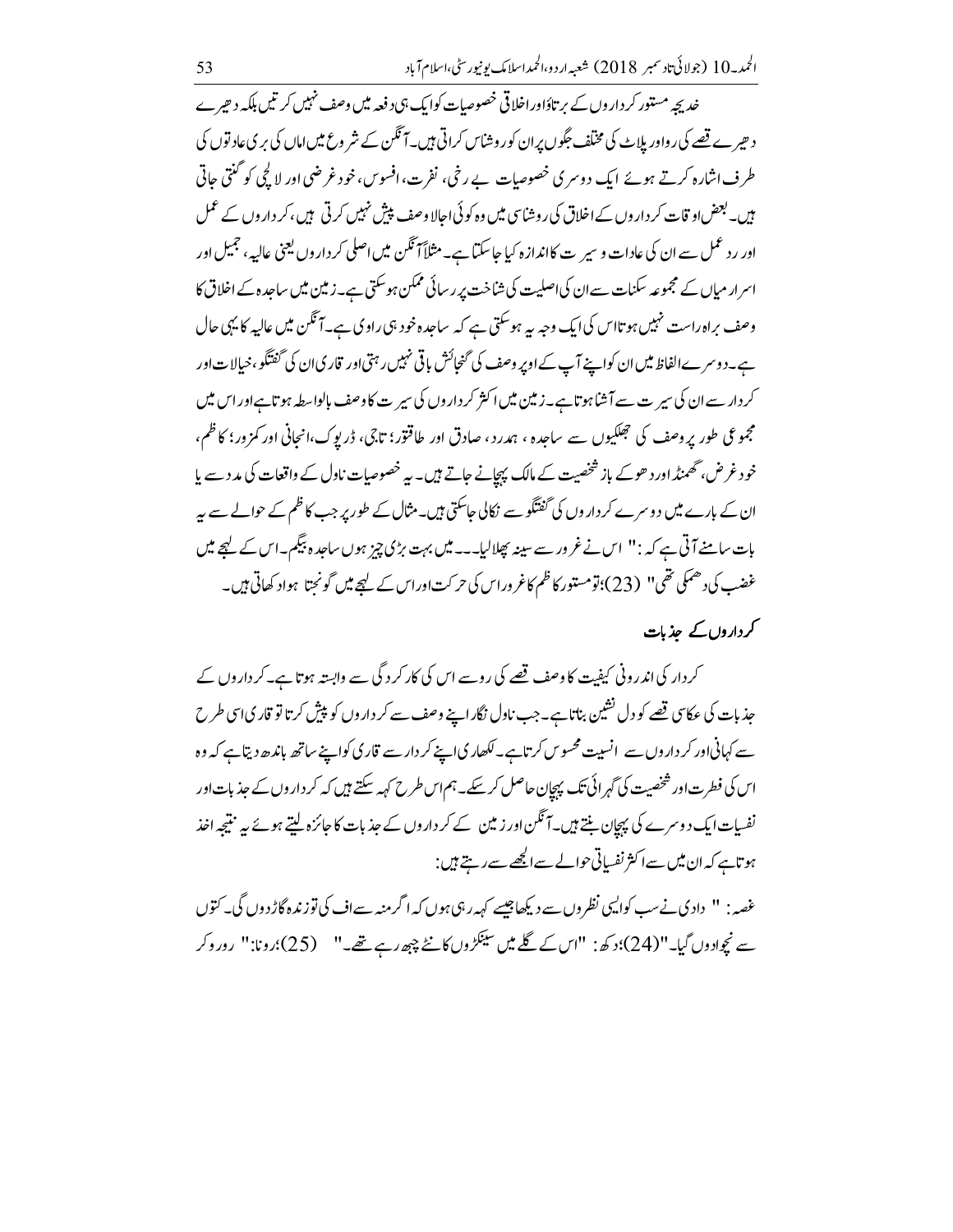خدیجہ مستور کرداروں کے برتاؤ اور اخلاقی خصوصیات کو ایک ہی دفعہ میں وصف نہیں کرتیں بلکہ دھیرے دھیرے قصے کی روا ور پلاٹ کی مختلف جگوں پر ان کو روشناس کراتی ہیں۔ آنگن کے شروع میں اماں کی بری عادتوں کی طرف اشارہ کرتے ہوئے ایک دوسری خصوصیات بے رخی، نفرت، افسوس، خود غرضی اور لالچی کو گنتی جاتی ہیں۔ بعض اوقات کرداروں کے اخلاق کی روشناسی میں وہ کوئی اجالا وصف پیش نہیں کرتی ہیں، کرداروں کے عمل اور رد عمل سے ان کی عادات و سیرت کا اندازہ کیا جا سکتا ہے۔ مثلاً آنگن میں اصلی کرداروں یعنی عالیہ، جمیل اور اسرار میاں کے مجموعہ سکنات سے ان کی اصلیت کی شناخت پر رسائی ممکن ہو سکتی ہے۔ زمین میں ساجدہ کے اخلاق کا وصف براہ راست نہیں ہوتا اس کی ایک وجہ یہ ہو سکتی ہے کہ ساجدہ خود ہی راوی ہے۔ آنگن میں عالیہ کا یہی حال ہے۔ دوسرے الفاظ میں ان کو اپنے آپ کے اوپر وصف کی گنجائش باقی نہیں رہتی اور قاری ان کی گفتگو، خیالات اور کردار سے ان کی سیرت سے آشنا ہوتا ہے۔ زمین میں اکثر کرداروں کی سیرت کا وصف بالواسطہ ہوتا ہے اور اس میں مجموعی طور پر وصف کی جھلکیوں سے ساجدہ، ہمدرد، صادق اور طاقتور؛ تاجی، ڈرپوک، انجانی اور کمزور؛ کاظم، خود غرض، گھمنڈ اور دھوکے باز شخصیت کے مالک پہچانے جاتے ہیں۔ یہ خصوصیات ناول کے واقعات کی مدد سے یا ان کے بارے میں دوسرے کرداروں کی گفتگو سے نکالی جا سکتی ہیں۔ مثال کے طور پر جب کاظم کے حوالے سے یہ بات سامنے آتی ہے کہ: " اس نے غرور سے سینہ پھلالیا۔۔۔ میں بہت بڑی چیز ہوں ساجدہ بیگم۔ اس کے لہجے میں غضب کی دھمکی تھی" (23)؛ تو مستور کاظم کا غرور اس کی حرکت اور اس کے لہجے میں گونجتا ہوا دکھاتی ہیں۔

## کرداروں کے جذبات

کردار کی اندرونی کیفیت کا وصف قصے کی روسے اس کی کارکردگی سے وابستہ ہوتا ہے۔ کرداروں کے جذبات کی عکاسی قصے کو دل نشین بناتا ہے۔ جب ناول نگار اپنے وصف سے کرداروں کو پیش کرتا تو قاری اسی طرح سے کہانی اور کرداروں سے انسیت محسوس کرتا ہے۔ لکھاری اپنے کردار سے قاری کو اپنے ساتھ باندھ دیتا ہے کہ وہ اس کی فطرت اور شخصیت کی گہرائی تک پہچان حاصل کر سکے۔ ہم اس طرح کہہ سکتے ہیں کہ کرداروں کے جذبات اور نفسیات ایک دوسرے کی پہچان بنتے ہیں۔ آنگن اور زمین کے کرداروں کے جذبات کا جائزہ لیتے ہوئے یہ نتیجہ اخذ ہوتا ہے کہ ان میں سے اکثر نفسیاتی حوالے سے الجھے سے رہتے ہیں:

غصہ: " دادی نے سب کو ایسی نظروں سے دیکھا جیسے کہہ رہی ہوں کہ اگر منہ سے اف کی تو زندہ گاڑ دوں گی۔ کتوں سے نچوا دوں گیا۔"(24)؛ دکھ: "اس کے گلے میں سینکڑوں کانٹے چبھ رہے تھے۔" (25)؛ رونا: " رو رو کر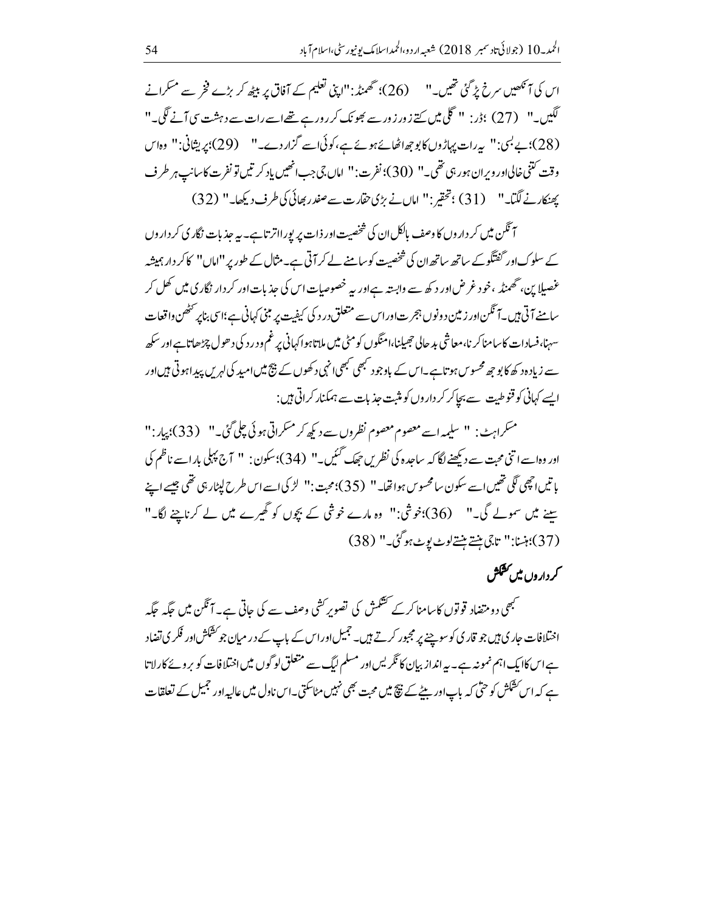اس کی آنکھیں سرخ پڑ گئی تھیں۔" (26)؛ گھمنڈ:"اپنی تعلیم کے آفاق پر بیٹھ کر بڑے فخر سے مسکرانے لگیں۔" (27) ؛ڈر: " گلی میں کتے زور زور سے بھونک کر رو رہے تھے اسے رات سے دہشت سی آنے لگی۔" (28)؛بے بسی:" یہ رات پہاڑوں کا بوجھ اٹھائے ہوئے ہے، کوئی اسے گزار دے۔" (29)؛پریشانی:" وہ اس وقت کتنی خالی اور ویران ہو رہی تھی۔" (30)؛نفرت:" اماں جی جب انھیں یاد کرتیں تو نفرت کا سانپ ہر طرف پھنکارنے لگتا۔" (31) ؛تحقیر:" اماں نے بڑی حقارت سے صفدر بھائی کی طرف دیکھا۔" (32)

آنگن میں کرداروں کا وصف بالکل ان کی شخصیت اور ذات پر پورا اترتا ہے۔ یہ جذبات نگاری کرداروں کے سلوک اور گفتگو کے ساتھ ساتھ ان کی شخصیت کو سامنے لے کر آتی ہے۔ مثال کے طور پر "اماں" کا کردار ہمیشہ غصیلا پن، گھمنڈ، خود غرض اور دکھ سے وابستہ ہے اور یہ خصوصیات اس کی جذبات اور کردار نگاری میں کھل کر سامنے آتی ہیں۔ آنگن اور زمین دونوں ہجرت اور اس سے متعلق درد کی کیفیت پر مبنی کہانی ہے؛ اسی بنا پر کٹھن واقعات سہنا، فسادات کا سامنا کرنا، معاشی بدحالی جھیلنا، امنگوں کو مٹی میں ملاتا ہوا کہانی پر غم و درد کی دھول چڑھاتا ہے اور سکھ سے زیادہ دکھ کا بوجھ محسوس ہوتا ہے۔ اس کے باوجود کبھی کبھی انہی دکھوں کے بیچ میں امید کی لہریں پیدا ہوتی ہیں اور ایسے کہانی کو قنوطیت سے بچا کر کرداروں کو مثبت جذبات سے ہمکنار کراتی ہیں:

مسکراہٹ: " سلیمہ اسے معصوم معصوم نظروں سے دیکھ کر مسکراتی ہوئی چلی گئی۔" (33)؛پیار:" اور وہ اسے اتنی محبت سے دیکھنے لگا کہ ساجدہ کی نظریں جھک گئیں۔" (34)؛سکون: " آج پہلی بار اسے ناظم کی باتیں اچھی لگی تھیں اسے سکون سا محسوس ہوا تھا۔" (35)؛محبت:" لڑکی اسے اس طرح لپٹا رہی تھی جیسے اپنے سینے میں سمولے گی۔" (36)؛خوشی:" وہ مارے خوشی کے بچوں کو گھیرے میں لے کر ناچنے لگا۔" (37)؛ہنسنا:" تاجی ہنستے ہنستے لوٹ پوٹ ہو گئی۔" (38)

### کرداروں میں کشمکش

کبھی دو متضاد قوتوں کا سامنا کر کے کشمکش کی تصویر کشی وصف سے کی جاتی ہے۔ آنگن میں جگہ جگہ اختلافات جاری ہیں جو قاری کو سوچنے پر مجبور کرتے ہیں۔ جمیل اور اس کے باپ کے درمیان جو کشمکش اور فکری تضاد ہے اس کا ایک اہم نمونہ ہے۔ یہ انداز بیان کانگریس اور مسلم لیگ سے متعلق لوگوں میں اختلافات کو بروئے کار لاتا ہے کہ اس کشمکش کو حتیٰ کہ باپ اور بیٹے کے بیچ میں محبت بھی نہیں مٹا سکتی۔ اس ناول میں عالیہ اور جمیل کے تعلقات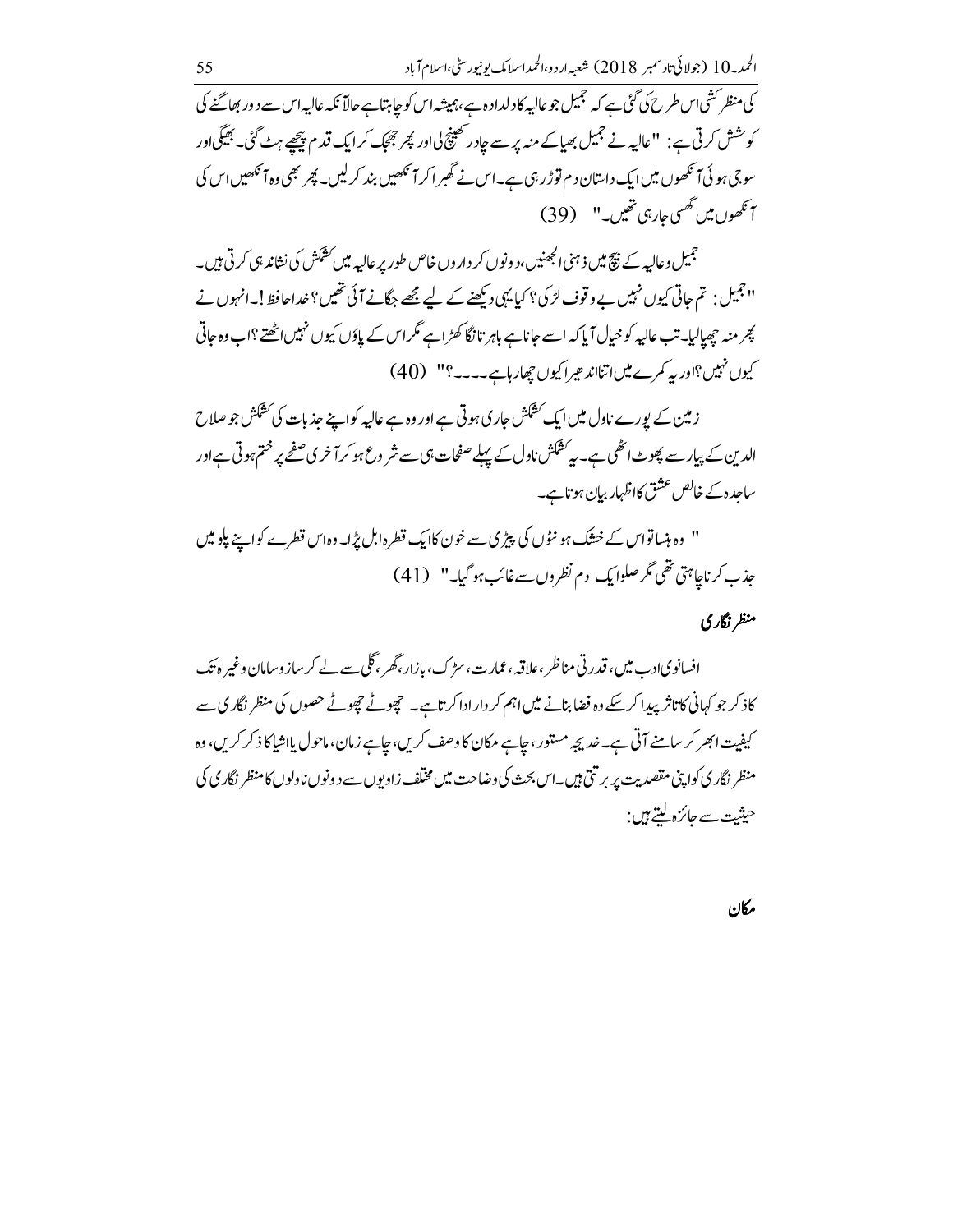کی منظر کشی اس طرح کی گئی ہے کہ جمیل جو عالیہ کا دلدادہ ہے، ہمیشہ اس کو چاہتا ہے حالآنکہ عالیہ اس سے دور بھاگنے کی کوشش کرتی ہے: "عالیہ نے جمیل بھیا کے منہ پر سے چادر کھینچ لی اور پھر جھجک کر ایک قدم پیچھے ہٹ گئی۔ بھیگی اور سوجی ہوئی آنکھوں میں ایک داستان دم توڑ رہی ہے۔ اس نے گھبرا کر آنکھیں بند کر لیں۔ پھر بھی وہ آنکھیں اس کی آنکھوں میں گھسی جا رہی تھیں۔" (39)

جمیل و عالیہ کے بیچ میں ذہنی الجھنیں، دونوں کرداروں خاص طور پر عالیہ میں کشمکش کی نشاندہی کرتی ہیں۔

"جمیل: تم جاتی کیوں نہیں بے وقوف لڑکی؟ کیا یہی دیکھنے کے لیے مجھے جگانے آئی تھیں؟ خدا حافظ!۔ انہوں نے پھر منہ چھپالیا۔ تب عالیہ کو خیال آیا کہ اسے جانا ہے باہر تانگا کھڑا ہے مگر اس کے پاؤں کیوں نہیں اٹھتے؟ اب وہ جاتی کیوں نہیں؟ اور یہ کمرے میں اتنا اندھیرا کیوں چھا رہا ہے۔۔۔۔؟" (40)

زمین کے پورے ناول میں ایک کشمکش جاری ہوتی ہے اور وہ ہے عالیہ کو اپنے جذبات کی کشمکش جو صلاح الدین کے پیار سے پھوٹ اٹھی ہے۔ یہ کشمکش ناول کے پہلے صفحات ہی سے شروع ہو کر آخری صفحے پر ختم ہوتی ہے اور ساجدہ کے خالص عشق کا اظہار بیان ہوتا ہے۔

" وہ ہنسا تو اس کے خشک ہونٹوں کی پپڑی سے خون کا ایک قطرہ ابل پڑا۔ وہ اس قطرے کو اپنے پلو میں جذب کرنا چاہتی تھی مگر صلو ایک دم نظروں سے غائب ہو گیا۔" (41)

## منظر نگاری

افسانوی ادب میں، قدرتی مناظر، علاقہ، عمارت، سڑک، بازار، گھر، گلی سے لے کر ساز و سامان وغیرہ تک کا ذکر جو کہانی کا تاثر پیدا کر سکے وہ فضا بنانے میں اہم کردار ادا کرتا ہے۔ چھوٹے چھوٹے حصوں کی منظر نگاری سے کیفیت ابھر کر سامنے آتی ہے۔ خدیجہ مستور، چاہے مکان کا وصف کریں، چاہے زمان، ماحول یا اشیا کا ذکر کریں، وہ منظر نگاری کو اپنی مقصدیت پر برتتی ہیں۔ اس بحث کی وضاحت میں مختلف زاویوں سے دونوں ناولوں کا منظر نگاری کی حیثیت سے جائزہ لیتے ہیں:

### مکان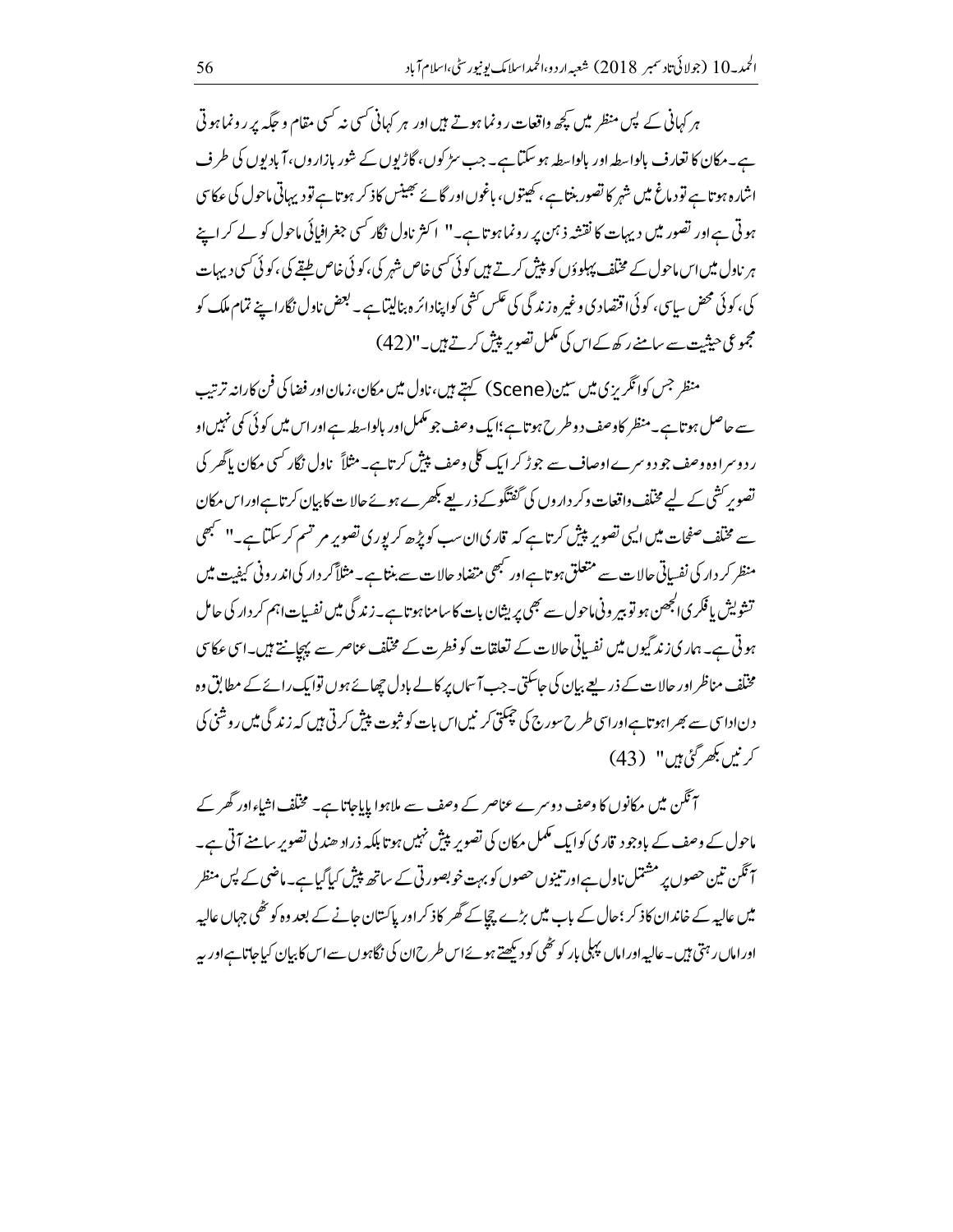ہر کہانی کے پس منظر میں کچھ واقعات رونما ہوتے ہیں اور ہر کہانی کسی نہ کسی مقام و جگہ پر رونما ہوتی ہے۔ مکان کا تعارف بالواسطہ اور بالواسطہ ہو سکتا ہے۔ جب سڑکوں، گاڑیوں کے شور بازاروں، آبادیوں کی طرف اشارہ ہوتا ہے تو دماغ میں شہر کا تصور بنتا ہے، کھیتوں، باغوں اور گائے بھینس کا ذکر ہوتا ہے تو دیہاتی ماحول کی عکاسی ہوتی ہے اور تصور میں دیہات کا نقشہ ذہن پر رونما ہوتا ہے۔" اکثر ناول نگار کسی جغرافیائی ماحول کو لے کر اپنے ہر ناول میں اس ماحول کے مختلف پہلوؤں کو پیش کرتے ہیں کوئی کسی خاص شہر کی، کوئی خاص طبقے کی، کوئی کسی دیہات کی، کوئی محض سیاسی، کوئی اقتصادی وغیرہ زندگی کی عکس کشی کو اپنا دائرہ بنا لیتا ہے۔ بعض ناول نگار اپنے تمام ملک کو مجموعی حیثیت سے سامنے رکھ کے اس کی مکمل تصویر پیش کرتے ہیں۔"(42)

منظر جس کو انگریزی میں سین(Scene) کہتے ہیں، ناول میں مکان، زمان اور فضا کی فن کارانہ ترتیب سے حاصل ہوتا ہے۔ منظر کا وصف دو طرح ہوتا ہے؛ ایک وصف جو مکمل اور بالواسطہ ہے اور اس میں کوئی کمی نہیں او ر دوسرا وہ وصف جو دوسرے اوصاف سے جوڑ کر ایک کلی وصف پیش کرتا ہے۔ مثلاً ناول نگار کسی مکان یا گھر کی تصویر کشی کے لیے مختلف واقعات و کرداروں کی گفتگو کے ذریعے بکھرے ہوئے حالات کا بیان کرتا ہے اور اس مکان سے مختلف صفحات میں ایسی تصویر پیش کرتا ہے کہ قاری ان سب کو پڑھ کر پوری تصویر مرتسم کر سکتا ہے۔" کبھی منظر کردار کی نفسیاتی حالات سے متعلق ہوتا ہے اور کبھی متضاد حالات سے بنتا ہے۔ مثلاً کردار کی اندرونی کیفیت میں تشویش یا فکری الجھن ہو تو بیرونی ماحول سے بھی پریشان بات کا سامنا ہوتا ہے۔ زندگی میں نفسیات اہم کردار کی حامل ہوتی ہے۔ ہماری زندگیوں میں نفسیاتی حالات کے تعلقات کو فطرت کے مختلف عناصر سے پہچانتے ہیں۔ اسی عکاسی مختلف مناظر اور حالات کے ذریعے بیان کی جاسکتی۔ جب آسماں پر کالے بادل چھائے ہوں تو ایک رائے کے مطابق وہ دن اداسی سے بھرا ہوتا ہے اور اسی طرح سورج کی چمکتی کرنیں اس بات کو ثبوت پیش کرتی ہیں کہ زندگی میں روشنی کی کرنیں بکھر گئی ہیں" (43)

آنگن میں مکانوں کا وصف دوسرے عناصر کے وصف سے ملا ہوا پایا جاتا ہے۔ مختلف اشیاء اور گھر کے ماحول کے وصف کے باوجود قاری کو ایک مکمل مکان کی تصویر پیش نہیں ہوتا بلکہ ذرا دھندلی تصویر سامنے آتی ہے۔ آنگن تین حصوں پر مشتمل ناول ہے اور تینوں حصوں کو بہت خوبصورتی کے ساتھ پیش کیا گیا ہے۔ ماضی کے پس منظر میں عالیہ کے خاندان کا ذکر؛ حال کے باب میں بڑے چچا کے گھر کا ذکر اور پاکستان جانے کے بعد وہ کوٹھی جہاں عالیہ اور اماں رہتی ہیں۔ عالیہ اور اماں پہلی بار کوٹھی کو دیکھتے ہوئے اس طرح ان کی نگاہوں سے اس کا بیان کیا جاتا ہے اور یہ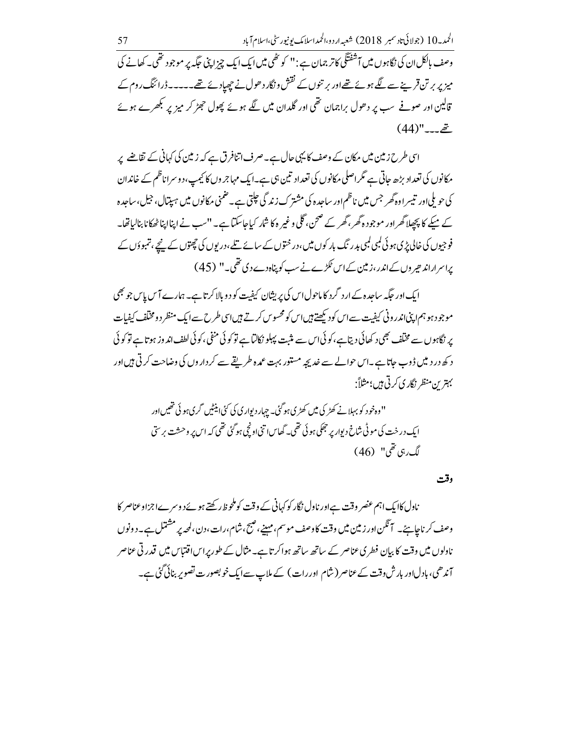وصف بالکل ان کی نگاہوں میں آشفتگی کا ترجمان ہے: " کوٹھی میں ایک ایک چیز اپنی جگہ پر موجود تھی۔ کھانے کی میز پر برتن قرینے سے لگے ہوئے تھے اور برتنوں کے نقش و نگار دھول نے چھپادئے تھے۔۔۔۔۔ڈرائنگ روم کے قالین اور صوفے سب پر دھول براجمان تھی اور گلدان میں لگے ہوئے پھول جھڑ کر میز پر بکھرے ہوئے تھے۔۔۔"(44)

اسی طرح زمین میں مکان کے وصف کا یہی حال ہے۔ صرف اتنا فرق ہے کہ زمین کی کہانی کے تقاضے پر مکانوں کی تعداد بڑھ جاتی ہے مگر اصلی مکانوں کی تعداد تین ہی ہے۔ ایک مہاجروں کا کیمپ، دوسرا ناظم کے خاندان کی حویلی اور تیسرا وہ گھر جس میں ناظم اور ساجدہ کی مشترک زندگی چلتی ہے۔ ضمنی مکانوں میں ہسپتال، جیل، ساجدہ کے میکے کا پچھلا گھر اور موجودہ گھر، گھر کے صحن، گلی وغیرہ کا شمار کیا جاسکتا ہے۔ "سب نے اپنا اپنا ٹھکانا بنالیا تھا۔ فوجیوں کی خالی پڑی ہوئی لمبی لمبی بدرنگ بارکوں میں، درختوں کے سائے تلے، دریوں کی چھتوں کے نیچے، تمبوؤں کے پراسرار اندھیروں کے اندر، زمین کے اس ٹکڑے نے سب کو پناہ دے دی تھی۔" (45)

ایک اور جگہ ساجدہ کے ارد گرد کا ماحول اس کی پریشان کیفیت کو دوبالا کرتا ہے۔ ہمارے آس پاس جو بھی موجود ہو ہم اپنی اندرونی کیفیت سے اس کو دیکھتے ہیں اس کو محسوس کرتے ہیں اسی طرح سے ایک منظر دو مختلف کیفیات پر نگاہوں سے مختلف بھی دکھائی دیتا ہے، کوئی اس سے مثبت پہلو نکالتا ہے تو کوئی منفی، کوئی لطف اندوز ہوتا ہے تو کوئی دکھ درد میں ڈوب جاتا ہے۔ اس حوالے سے خدیجہ مستور بہت عمدہ طریقے سے کرداروں کی وضاحت کرتی ہیں اور بہترین منظر نگاری کرتی ہیں؛ مثلاً:

> "وہ خود کو بہلانے کھڑکی میں کھڑی ہوگئی۔ چہار دیواری کی کئی اینٹیں گری ہوئی تھیں اور ایک درخت کی موٹی شاخ دیوار پر جھکی ہوئی تھی۔ گھاس اتنی اونچی ہوگئی تھی کہ اس پر وحشت برستی لگ رہی تھی" (46)

## وقت

ناول کا ایک اہم عنصر وقت ہے اور ناول نگار کو کہانی کے وقت کو ملحوظ رکھتے ہوئے دوسرے اجزاو عناصر کا وصف کرنا چاہئے۔ آنگن اور زمین میں وقت کا وصف موسم، مہینے، صبح، شام، رات، دن، لمحہ پر مشتمل ہے۔ دونوں ناولوں میں وقت کا بیان فطری عناصر کے ساتھ ساتھ ہوا کرتا ہے۔ مثال کے طور پر اس اقتباس میں قدرتی عناصر آندھی، بادل اور بارش وقت کے عناصر (شام اور رات) کے ملاپ سے ایک خوبصورت تصویر بنائی گئی ہے۔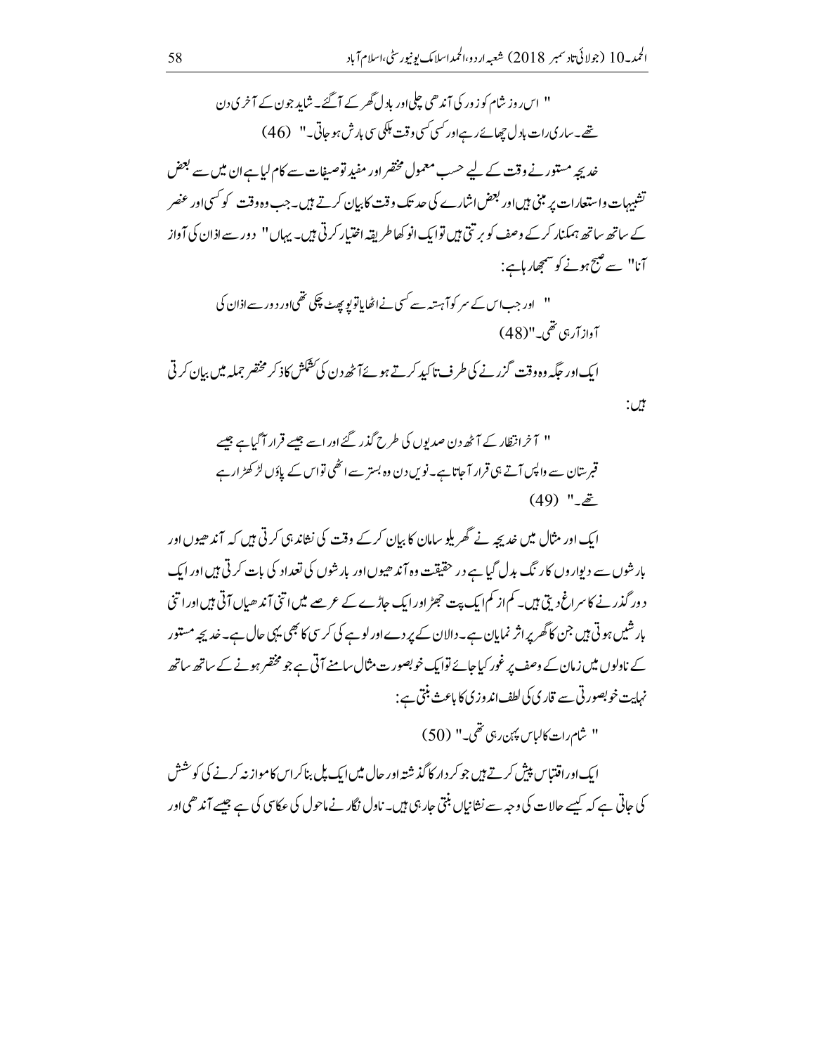" اس روز شام کو زور کی آندھی چلی اور بادل گھر کے آ گئے۔ شاید جون کے آخری دن تھے۔ ساری رات بادل چھائے رہے اور کسی کسی وقت ہلکی سی بارش ہو جاتی۔" (46)

خدیجہ مستور نے وقت کے لیے حسب معمول مختصر اور مفید توصیفات سے کام لیا ہے ان میں سے بعض تشبیہات و استعارات پر مبنی ہیں اور بعض اشارے کی حد تک وقت کا بیان کرتے ہیں۔ جب وہ وقت کو کسی اور عنصر کے ساتھ ساتھ ہمکنار کر کے وصف کو برتتی ہیں تو ایک انوکھا طریقہ اختیار کرتی ہیں۔ یہاں " دور سے اذان کی آواز آنا" سے صبح ہونے کو سمجھا رہا ہے:

" اور جب اس کے سر کو آہستہ سے کسی نے اٹھایا تو پو پھٹ چکی تھی اور دور سے اذان کی آواز آ رہی تھی۔"(48)

ایک اور جگہ وہ وقت گزرنے کی طرف تاکید کرتے ہوئے آٹھ دن کی کشمکش کا ذکر مختصر جملہ میں بیان کرتی ہیں:

" آخر انتظار کے آٹھ دن صدیوں کی طرح گذر گئے اور اسے جیسے قرار آ گیا ہے جیسے قبرستان سے واپس آتے ہی قرار آ جاتا ہے۔ نویں دن وہ بستر سے اٹھی تو اس کے پاؤں لڑکھڑا رہے تھے۔" (49)

ایک اور مثال میں خدیجہ نے گھریلو سامان کا بیان کر کے وقت کی نشاندہی کرتی ہیں کہ آندھیوں اور بارشوں سے دیواروں کا رنگ بدل گیا ہے در حقیقت وہ آندھیوں اور بارشوں کی تعداد کی بات کرتی ہیں اور ایک دور گذرنے کا سراغ دیتی ہیں۔ کم از کم ایک پت جھڑ اور ایک جاڑے کے عرصے میں اتنی آندھیاں آتی ہیں اور اتنی بارشیں ہوتی ہیں جن کا گھر پر اثر نمایاں ہے۔ دالان کے پردے اور لوہے کی کرسی کا بھی یہی حال ہے۔ خدیجہ مستور کے ناولوں میں زمان کے وصف پر غور کیا جائے تو ایک خوبصورت مثال سامنے آتی ہے جو مختصر ہونے کے ساتھ ساتھ نہایت خوبصورتی سے قاری کی لطف اندوزی کا باعث بنتی ہے:

" شام رات کا لباس پہن رہی تھی۔" (50)

ایک اور اقتباس پیش کرتے ہیں جو کردار کا گذشتہ اور حال میں ایک پل بنا کر اس کا موازنہ کرنے کی کوشش کی جاتی ہے کہ کیسے حالات کی وجہ سے نشانیاں بنتی جا رہی ہیں۔ ناول نگار نے ماحول کی عکاسی کی ہے جیسے آندھی اور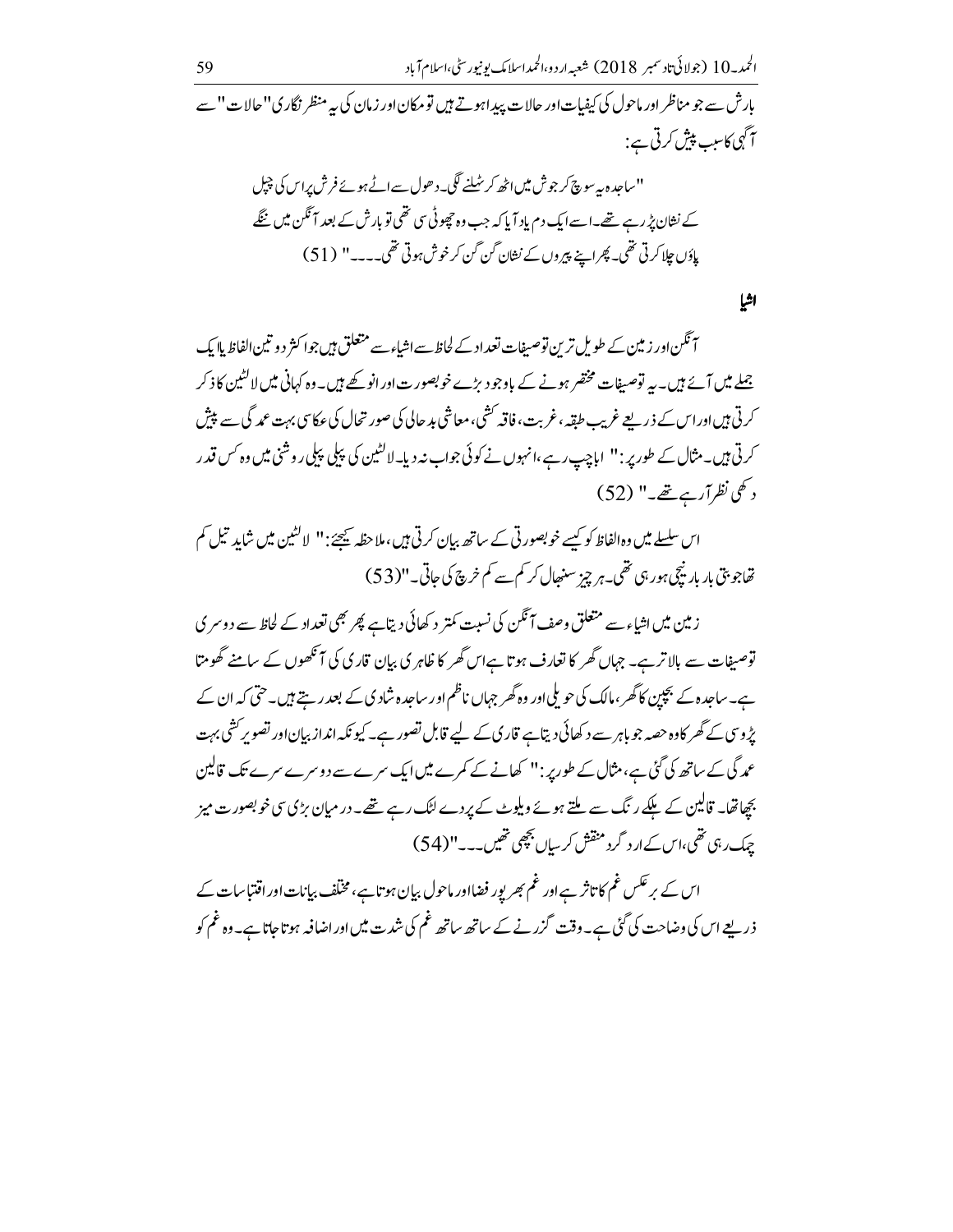بارش سے جو مناظر اور ماحول کی کیفیات اور حالات پیدا ہوتے ہیں تو مکان اور زمان کی یہ منظر نگاری "حالات" سے آگہی کا سبب پیش کرتی ہے:

> "ساجدہ یہ سوچ کر جوش میں اٹھ کر ٹہلنے لگی۔ دھول سے اٹے ہوئے فرش پر اس کی چپل کے نشان پڑ رہے تھے۔ اسے ایک دم یاد آیا کہ جب وہ چھوٹی سی تھی تو بارش کے بعد آنگن میں ننگے پاؤں چلا کرتی تھی۔ پھر اپنے پیروں کے نشان گن گن کر خوش ہوتی تھی۔۔۔" (51)

### اشیا

آنگن اور زمین کے طویل ترین توصیفات تعداد کے لحاظ سے اشیاء سے متعلق ہیں جو اکثر دو تین الفاظ یا ایک جملے میں آئے ہیں۔ یہ توصیفات مختصر ہونے کے باوجود بڑے خوبصورت اور انوکھے ہیں۔ وہ کہانی میں لالٹین کا ذکر کرتی ہیں اور اس کے ذریعے غریب طبقہ، غربت، فاقہ کشی، معاشی بدحالی کی صورتحال کی عکاسی بہت عمدگی سے پیش کرتی ہیں۔ مثال کے طور پر: " ابا چپ رہے، انہوں نے کوئی جواب نہ دیا۔ لالٹین کی پیلی پیلی روشنی میں وہ کس قدر دکھی نظر آرہے تھے۔" (52)

اس سلسلے میں وہ الفاظ کو کیسے خوبصورتی کے ساتھ بیان کرتی ہیں، ملاحظہ کیجیے: " لالٹین میں شاید تیل کم تھا جو بتی بار بار نیچی ہو رہی تھی۔ ہر چیز سنبھال کر کم سے کم خرچ کی جاتی۔"(53)

زمین میں اشیاء سے متعلق وصف آنگن کی نسبت کمتر دکھائی دیتا ہے پھر بھی تعداد کے لحاظ سے دوسری توصیفات سے بالاتر ہے۔ جہاں گھر کا تعارف ہوتا ہے اس گھر کا ظاہری بیان قاری کی آنکھوں کے سامنے گھومتا ہے۔ ساجدہ کے بچپن کا گھر، مالک کی حویلی اور وہ گھر جہاں ناظم اور ساجدہ شادی کے بعد رہتے ہیں۔ حتیٰ کہ ان کے پڑوسی کے گھر کا وہ حصہ جو باہر سے دکھائی دیتا ہے قاری کے لیے قابل تصور ہے۔ کیونکہ انداز بیان اور تصویر کشی بہت عمدگی کے ساتھ کی گئی ہے، مثال کے طور پر: " کھانے کے کمرے میں ایک سرے سے دوسرے سرے تک قالین بچھا تھا۔ قالین کے ہلکے رنگ سے ملتے ہوئے ویلوٹ کے پردے لٹک رہے تھے۔ درمیان بڑی سی خوبصورت میز چمک رہی تھی، اس کے ارد گرد منقش کرسیاں بچھی تھیں۔۔۔"(54)

اس کے برعکس غم کا تاثر ہے اور غم بھرپور فضا اور ماحول بیان ہوتا ہے، مختلف بیانات اور اقتباسات کے ذریعے اس کی وضاحت کی گئی ہے۔ وقت گزرنے کے ساتھ ساتھ غم کی شدت میں اور اضافہ ہوتا جاتا ہے۔ وہ غم کو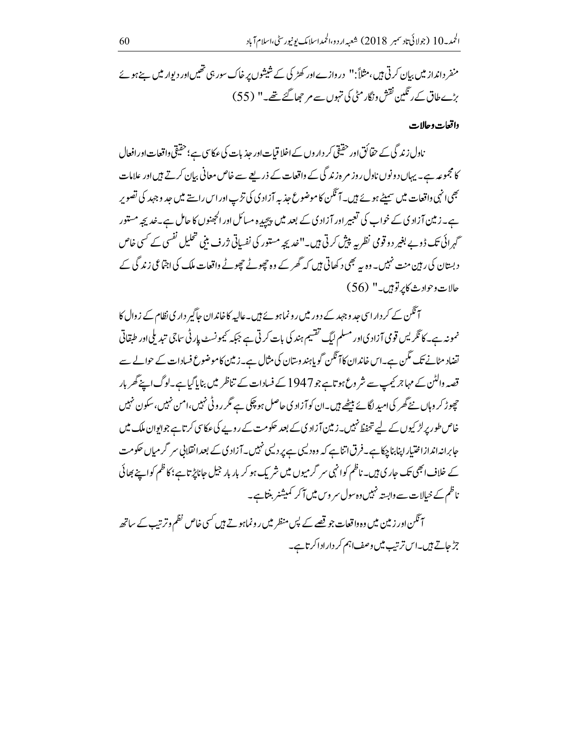منفرد انداز میں بیان کرتی ہیں، مثلاً: "دروازے اور کھڑکی کے شیشوں پر خاک سورہی تھیں اور دیوار میں بنے ہوئے بڑے طاق کے رنگین نقش و نگار مٹی کی تہوں سے مرجھا گئے تھے۔" (55)

### واقعات و حالات

ناول زندگی کے حقائق اور حقیقی کرداروں کے اخلاقیات اور جذبات کی عکاسی ہے؛ حقیقی واقعات اور افعال کا مجموعہ ہے۔ یہاں دونوں ناول روزمرہ زندگی کے واقعات کے ذریعے سے خاص معانی بیان کرتے ہیں اور علامات بھی انہی واقعات میں سمیٹے ہوئے ہیں۔ آنگن کا موضوع جذبہ آزادی کی تڑپ اور اس راستے میں جدوجہد کی تصویر ہے۔ زمین آزادی کے خواب کی تعبیر اور آزادی کے بعد میں پیچیدہ مسائل اور الجھنوں کا حامل ہے۔ خدیجہ مستور گہرائی تک ڈوبے بغیر دو قومی نظریہ پیش کرتی ہیں۔ "خدیجہ مستور کی نفسیاتی ژرف بینی تحلیل نفسی کے کسی خاص دبستان کی رہین منت نہیں۔ وہ یہ بھی دکھاتی ہیں کہ گھر کے وہ چھوٹے چھوٹے واقعات ملک کی اجتماعی زندگی کے حالات و حوادث کا پرتو ہیں۔" (56)

آنگن کے کردار اسی جدوجہد کے دور میں رونما ہوئے ہیں۔ عالیہ کا خاندان جاگیرداری نظام کے زوال کا نمونہ ہے۔ کانگریس قومی آزادی اور مسلم لیگ تقسیم ہند کی بات کرتی ہے جبکہ کمیونسٹ پارٹی سماجی تبدیلی اور طبقاتی تضاد مٹانے تک مگن ہے۔ اس خاندان کا آنگن گویا ہندوستان کی مثال ہے۔ زمین کا موضوع فسادات کے حوالے سے قصہ والٹن کے مہاجر کیمپ سے شروع ہوتا ہے جو 1947 کے فسادات کے تناظر میں بنایا گیا ہے۔ لوگ اپنے گھر بار چھوڑ کر وہاں نئے گھر کی امید لگائے بیٹھے ہیں۔ ان کو آزادی حاصل ہو چکی ہے مگر روٹی نہیں، امن نہیں، سکون نہیں خاص طور پر لڑکیوں کے لیے تحفظ نہیں۔ زمین آزادی کے بعد حکومت کے رویے کی عکاسی کرتا ہے جو ایوان ملک میں جابرانہ انداز اختیار اپنا بنا چکا ہے۔ فرق اتنا ہے کہ وہ دیسی ہے پردیسی نہیں۔ آزادی کے بعد انقلابی سرگرمیاں حکومت کے خلاف ابھی تک جاری ہیں۔ ناظم کو انہی سرگرمیوں میں شریک ہو کر بار بار جیل جانا پڑتا ہے؛ کاظم کو اپنے بھائی ناظم کے خیالات سے وابستہ نہیں وہ سول سروس میں آکر کمیشنر بنتا ہے۔

آنگن اور زمین میں وہ واقعات جو قصے کے پس منظر میں رونما ہوتے ہیں کسی خاص نظم و ترتیب کے ساتھ جڑ جاتے ہیں۔ اس ترتیب میں وصف اہم کردار ادا کرتا ہے۔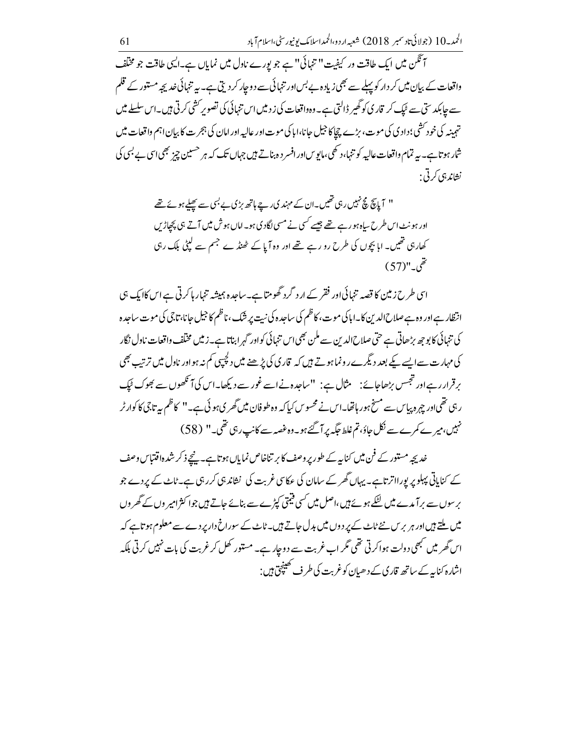آنگن میں ایک طاقت ور کیفیت "تنہائی" ہے جو پورے ناول میں نمایاں ہے۔ایسی طاقت جو مختلف واقعات کے بیان میں کردار کو پہلے سے بھی زیادہ بے بس اور تنہائی سے دوچار کر دیتی ہے۔یہ تنہائی خدیجہ مستور کے قلم سے چابکدستی سے ٹپک کر قاری کو گھیر ڈالتی ہے۔وہ واقعات کی زد میں اس تنہائی کی تصویر کشی کرتی ہیں۔اس سلسلے میں تہمینہ کی خودکشی؛ دادی کی موت، بڑے چچا کا جیل جانا، ابا کی موت اور عالیہ اور اماں کی ہجرت کا بیان اہم واقعات میں شمار ہوتا ہے۔یہ تمام واقعات عالیہ کو تنہا، دکھی، مایوس اور افسردہ بناتے ہیں جہاں تک کہ ہر حسین چیز بھی اسی بے بسی کی نشاندہی کرتی :

> " آپا سچ مچ نہیں رہی تھیں۔ان کے مہندی رچے ہاتھ بڑی بے بسی سے پھیلے ہوئے تھے اور ہونٹ اس طرح سیاہ ہو رہے تھے جیسے کسی نے مسی لگادی ہو۔اماں ہوش میں آتے ہی پچھاڑیں کھارہی تھیں۔ ابا بچوں کی طرح رو رہے تھے اور وہ آپا کے ٹھنڈے جسم سے لپٹی بلک رہی تھی۔"(57)

اسی طرح زمین کا قصہ تنہائی اور فقر کے ارد گرد گھومتا ہے۔ساجدہ ہمیشہ تنہا رہا کرتی ہے اس کا ایک ہی انتظار ہے اور وہ ہے صلاح الدین کا۔ابا کی موت، کاظم کی ساجدہ کی نیت پر شک، ناظم کا جیل جانا، تاجی کی موت ساجدہ کی تنہائی کا بوجھ بڑھاتی ہے حتی صلاح الدین سے ملن بھی اس تنہائی کو اور گہرا بناتا ہے۔زمیں مختلف واقعات ناول نگار کی مہارت سے ایسے یکے بعد دیگرے رونما ہوتے ہیں کہ قاری کی پڑھنے میں دلچسپی کم نہ ہو اور ناول میں ترتیب بھی برقرار رہے اور تجسس بڑھا جائے: مثال ہے: "ساجدہ نے اسے غور سے دیکھا۔اس کی آنکھوں سے بھوک ٹپک رہی تھی اور چہرہ پیاس سے مسخ ہو رہا تھا۔اس نے محسوس کیا کہ وہ طوفان میں گھری ہوئی ہے۔" کاظم یہ تاجی کا کوارٹر نہیں، میرے کمرے سے نکل جاؤ، تم غلط جگہ پر آگئے ہو۔وہ غصہ سے کانپ رہی تھی۔" (58)

خدیجہ مستور کے فن میں کنایہ کے طور پر وصف کا بر تناخاص نمایاں ہوتا ہے۔نیچے ذکر شدہ اقتباس وصف کے کنایاتی پہلو پر پورا اترتا ہے۔یہاں گھر کے سامان کی عکاسی غربت کی نشاندہی کر رہی ہے۔ٹاٹ کے پردے جو برسوں سے برآمدے میں لٹکے ہوئے ہیں، اصل میں کسی قیمتی کپڑے سے بنائے جاتے ہیں جو اکثر امیروں کے گھروں میں ملتے ہیں اور ہر برس نئے ٹاٹ کے پردوں میں بدل جاتے ہیں۔ٹاٹ کے سوراخ دار پردے سے معلوم ہوتا ہے کہ اس گھر میں کبھی دولت ہوا کرتی تھی مگر اب غربت سے دوچار ہے۔مستور کھل کر غربت کی بات نہیں کرتی بلکہ اشارہ کنایہ کے ساتھ قاری کے دھیان کو غربت کی طرف کھینچتی ہیں: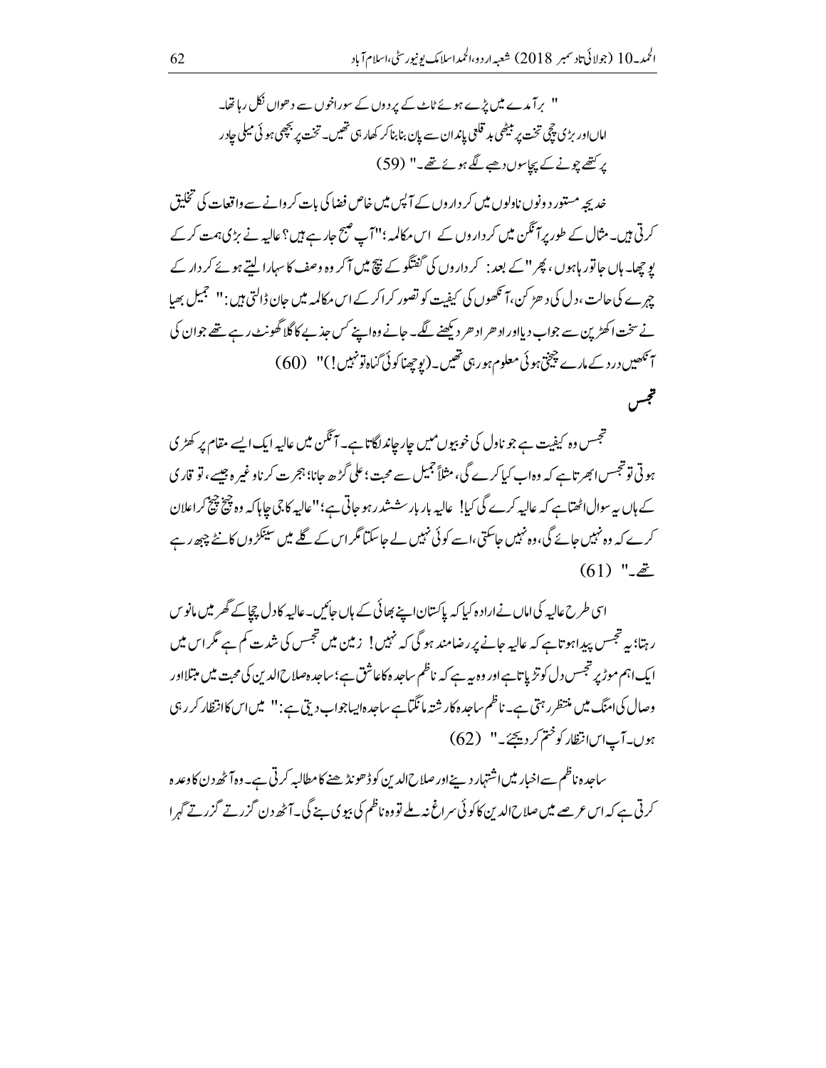" برآمدے میں پڑے ہوئے ٹاٹ کے پردوں کے سوراخوں سے دھواں نکل رہا تھا۔ اماں اور بڑی چچی تخت پر بیٹھی بد قلعی پاندان سے پان بنا بنا کر کھا رہی تھیں۔ تخت پر بچھی ہوئی میلی چادر پر کتھے چونے کے پچاسوں دھبے لگے ہوئے تھے۔" (59)

خدیجہ مستور دونوں ناولوں میں کرداروں کے آپس میں خاص فضا کی بات کروانے سے واقعات کی تخلیق کرتی ہیں۔ مثال کے طور پر آنگن میں کرداروں کے اس مکالمہ؛ "آپ صبح جا رہے ہیں؟ عالیہ نے بڑی ہمت کر کے پوچھا۔ ہاں جا تو رہا ہوں، پھر" کے بعد: کرداروں کی گفتگو کے بیچ میں آکر وہ وصف کا سہارا لیتے ہوئے کردار کے چہرے کی حالت، دل کی دھڑکن، آنکھوں کی کیفیت کو تصور کرا کر کے اس مکالمہ میں جان ڈالتی ہیں: " جمیل بھیا نے سخت اکھڑپن سے جواب دیا اور ادھر ادھر دیکھنے لگے۔ جانے وہ اپنے کس جذبے کا گلا گھونٹ رہے تھے جوان کی آنکھیں درد کے مارے چیختی ہوئی معلوم ہو رہی تھیں۔ (پوچھنا کوئی گناہ تو نہیں!)" (60)

## تجسس

تجسس وہ کیفیت ہے جو ناول کی خوبیوں میں چار چاند لگاتا ہے۔ آنگن میں عالیہ ایک ایسے مقام پر کھڑی ہوتی تو تجسس ابھرتا ہے کہ وہ اب کیا کرے گی، مثلاً جمیل سے محبت؛ علی گڑھ جانا؛ ہجرت کرنا وغیرہ جیسے، تو قاری کے ہاں یہ سوال اٹھتا ہے کہ عالیہ کرے گی کیا! عالیہ بار بار ششدر ہو جاتی ہے؛ "عالیہ کا جی چاہا کہ وہ چیخ چیخ کر اعلان کرے کہ وہ نہیں جائے گی، وہ نہیں جا سکتی، اسے کوئی نہیں لے جا سکتا مگر اس کے گلے میں سینکڑوں کانٹے چبھ رہے تھے۔" (61)

اسی طرح عالیہ کی اماں نے ارادہ کیا کہ پاکستان اپنے بھائی کے ہاں جائیں۔ عالیہ کا دل چچا کے گھر میں مانوس رہتا؛ یہ تجسس پیدا ہوتا ہے کہ عالیہ جانے پر رضامند ہو گی کہ نہیں! زمین میں تجسس کی شدت کم ہے مگر اس میں ایک اہم موڑ پر تجسس دل کو تڑپاتا ہے اور وہ یہ ہے کہ ناظم ساجدہ کا عاشق ہے؛ ساجدہ صلاح الدین کی محبت میں مبتلا اور وصال کی امنگ میں منتظر رہتی ہے۔ ناظم ساجدہ کا رشتہ مانگتا ہے ساجدہ ایسا جواب دیتی ہے: " میں اس کا انتظار کر رہی ہوں۔ آپ اس انتظار کو ختم کر دیجئے۔" (62)

ساجدہ ناظم سے اخبار میں اشتہار دینے اور صلاح الدین کو ڈھونڈھنے کا مطالبہ کرتی ہے۔ وہ آٹھ دن کا وعدہ کرتی ہے کہ اس عرصے میں صلاح الدین کا کوئی سراغ نہ ملے تو وہ ناظم کی بیوی بنے گی۔ آٹھ دن گزرتے گزرتے گھبرا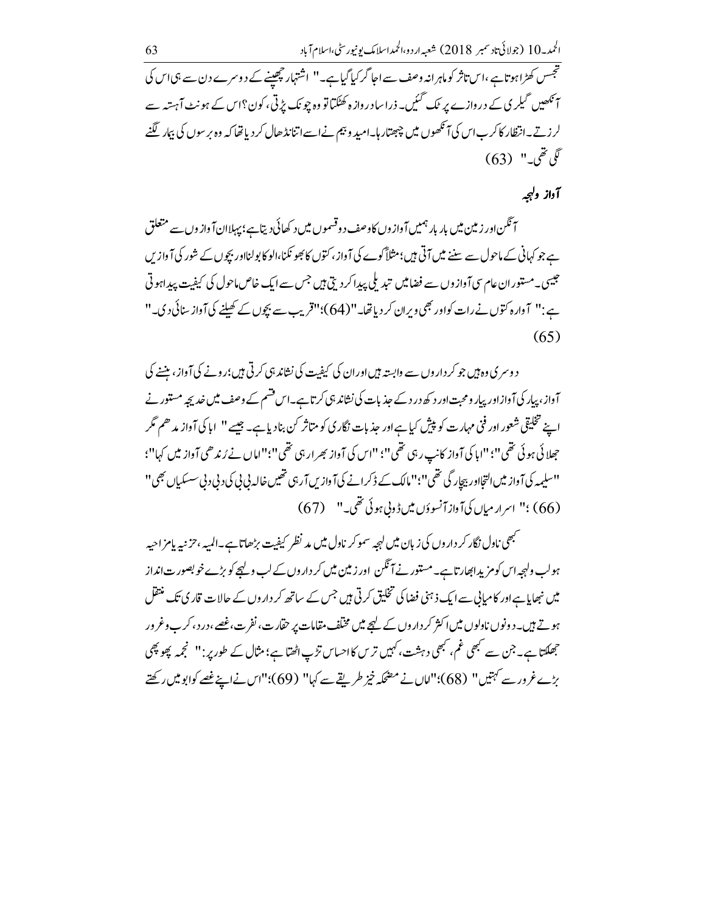تجسس کھڑا ہوتا ہے، اس تاثر کو ماہرانہ وصف سے اجاگر کیا گیا ہے۔" اشتہار چھپنے کے دوسرے دن سے ہی اس کی آنکھیں گیلری کے دروازے پر ٹک گئیں۔ ذرا سا دروازہ کھٹکتا تو وہ چونک پڑتی، کون؟ اس کے ہونٹ آہستہ سے لرزتے۔ انتظار کا کرب اس کی آنکھوں میں چبھتا رہا۔ امید و بیم نے اسے اتنا نڈھال کر دیا تھا کہ وہ برسوں کی بیمار لگنے لگی تھی۔" (63)

## آواز ولہجہ

آنگن اور زمین میں بار بار ہمیں آوازوں کا وصف دو قسموں میں دکھائی دیتا ہے؛ پہلا ان آوازوں سے متعلق ہے جو کہانی کے ماحول سے سننے میں آتی ہیں؛ مثلاً کوے کی آواز، کتوں کا بھونکنا، الو کا بولنا اور بچوں کے شور کی آوازیں جیسی۔ مستور ان عام سی آوازوں سے فضا میں تبدیلی پیدا کر دیتی ہیں جس سے ایک خاص ماحول کی کیفیت پیدا ہوتی ہے:" آوارہ کتوں نے رات کو اور بھی ویران کر دیا تھا۔"(64)؛"قریب سے بچوں کے کھیلنے کی آواز سنائی دی۔" (65)

دوسری وہ ہیں جو کرداروں سے وابستہ ہیں اور ان کی کیفیت کی نشاندہی کرتی ہیں؛ رونے کی آواز، ہنسنے کی آواز، پیار کی آواز اور پیار و محبت اور دکھ درد کے جذبات کی نشاندہی کرتا ہے۔ اس قسم کے وصف میں خدیجہ مستور نے اپنے تخلیقی شعور اور فنی مہارت کو پیش کیا ہے اور جذبات نگاری کو متاثر کن بنا دیا ہے۔ جیسے " ابا کی آواز مدھم مگر جھلائی ہوئی تھی"؛ "ابا کی آواز کانپ رہی تھی"؛ "اس کی آواز بھرا رہی تھی"؛"اماں نے رُندھی آواز میں کہا"؛ "سلیمہ کی آواز میں التجا اور بیچارگی تھی"؛"مالک کے ڈکرانے کی آوازیں آرہی تھیں خالہ بی بی کی دبی دبی سسکیاں بھی" (66)؛" اسرار میاں کی آواز آنسوؤں میں ڈوبی ہوئی تھی۔" (67)

کبھی ناول نگار کرداروں کی زبان میں لہجہ سمو کر ناول میں مد نظر کیفیت بڑھاتا ہے۔ المیہ، حزنیہ یا مزاحیہ ہو لب ولہجہ اس کو مزید ابھارتا ہے۔ مستور نے آنگن اور زمین میں کرداروں کے لب ولہجے کو بڑے خوبصورت انداز میں نبھایا ہے اور کامیابی سے ایک ذہنی فضا کی تخلیق کرتی ہیں جس کے ساتھ کرداروں کے حالات قاری تک منتقل ہوتے ہیں۔ دونوں ناولوں میں اکثر کرداروں کے لہجے میں مختلف مقامات پر حقارت، نفرت، غصے، درد، کرب و غرور جھلکتا ہے۔ جن سے کبھی غم، کبھی دہشت، کہیں ترس کا احساس تڑپ اٹھتا ہے؛ مثال کے طور پر:" نجمہ پھوپھی بڑے غرور سے کہتیں" (68)؛"اماں نے مضحکہ خیز طریقے سے کہا" (69)؛"اس نے اپنے غصے کو قابو میں رکھتے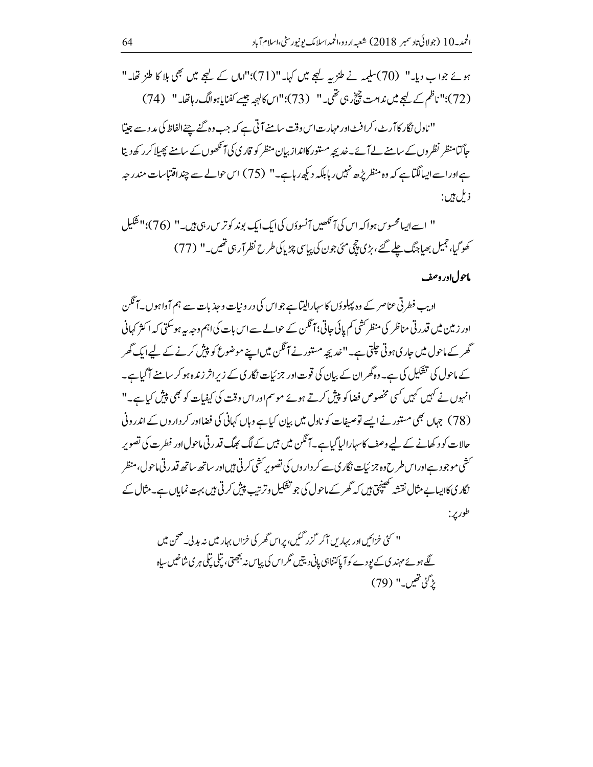ہوئے جواب دیا۔" (70) سلیمہ نے طنزیہ لہجے میں کہا۔"(71)؛"اماں کے لہجے میں بھی بلا کا طنز تھا۔" (72)؛"ناظم کے لہجے میں ندامت چیخ رہی تھی۔" (73)؛"اس کا لہجہ جیسے کفنایا ہوا لگ رہا تھا۔" (74)

"ناول نگار کا آرٹ، کرافٹ اور مہارت اس وقت سامنے آتی ہے کہ جب وہ گنے چنے الفاظ کی مدد سے جیتا جاگتا منظر نظروں کے سامنے لے آئے۔ خدیجہ مستور کا انداز بیان منظر کو قاری کی آنکھوں کے سامنے پھیلا کر رکھ دیتا ہے اور اسے ایسا لگتا ہے کہ وہ منظر پڑھ نہیں رہا بلکہ دیکھ رہا ہے۔" (75) اس حوالے سے چند اقتباسات مندرجہ ذیل ہیں:

" اسے ایسا محسوس ہوا کہ اس کی آنکھیں آنسوؤں کی ایک ایک بوند کو ترس رہی ہیں۔" (76)؛"شکیل کھو گیا، جمیل بھیا جنگ چلے گئے، بڑی چچی مئی جون کی پیاسی چڑیا کی طرح نظر آرہی تھیں۔" (77)

## ماحول اور وصف

ادیب فطرتی عناصر کے وہ پہلوؤں کا سہارا لیتا ہے جو اس کی درونیات و جذبات سے ہم آواہوں۔ آنگن اور زمین میں قدرتی مناظر کشی کم پائی جاتی؛ آنگن کے حوالے سے اس بات کی اہم وجہ یہ ہو سکتی کہ اکثر کہانی گھر کے ماحول میں جاری ہوتی چلتی ہے۔ "خدیجہ مستور نے آنگن میں اپنے موضوع کو پیش کرنے کے لیے ایک گھر کے ماحول کی تشکیل کی ہے۔ وہ گھر ان کے بیان کی قوت اور جزئیات نگاری کے زیر اثر زندہ ہو کر سامنے آگیا ہے۔ انہوں نے کہیں کہیں کسی مخصوص فضا کو پیش کرتے ہوئے موسم اور اس وقت کی کیفیات کو بھی پیش کیا ہے۔" (78) جہاں بھی مستور نے ایسے توصیفات کو ناول میں بیان کیا ہے وہاں کہانی کی فضا اور کرداروں کے اندرونی حالات کو دکھانے کے لیے وصف کا سہارا لیا گیا ہے۔ آنگن میں بیس کے لگ بھگ قدرتی ماحول اور فطرت کی تصویر کشی موجود ہے اور اس طرح وہ جزئیات نگاری سے کرداروں کی تصویر کشی کرتی ہیں اور ساتھ ساتھ قدرتی ماحول، منظر نگاری کا ایسا بے مثال نقشہ کھینچتی ہیں کہ گھر کے ماحول کی جو تشکیل و ترتیب پیش کرتی ہیں بہت نمایاں ہے۔ مثال کے طور پر:

> " کئی خزائیں اور بہاریں آکر گزر گئیں، پر اس گھر کی خزاں بہار میں نہ بدلی۔ صحن میں لگے ہوئے مہندی کے پودے کو آپا کتنا ہی پانی دیتیں مگر اس کی پیاس نہ بجھتی، پتلی پتلی ہری شاخیں سیاہ پڑ گئی تھیں۔" (79)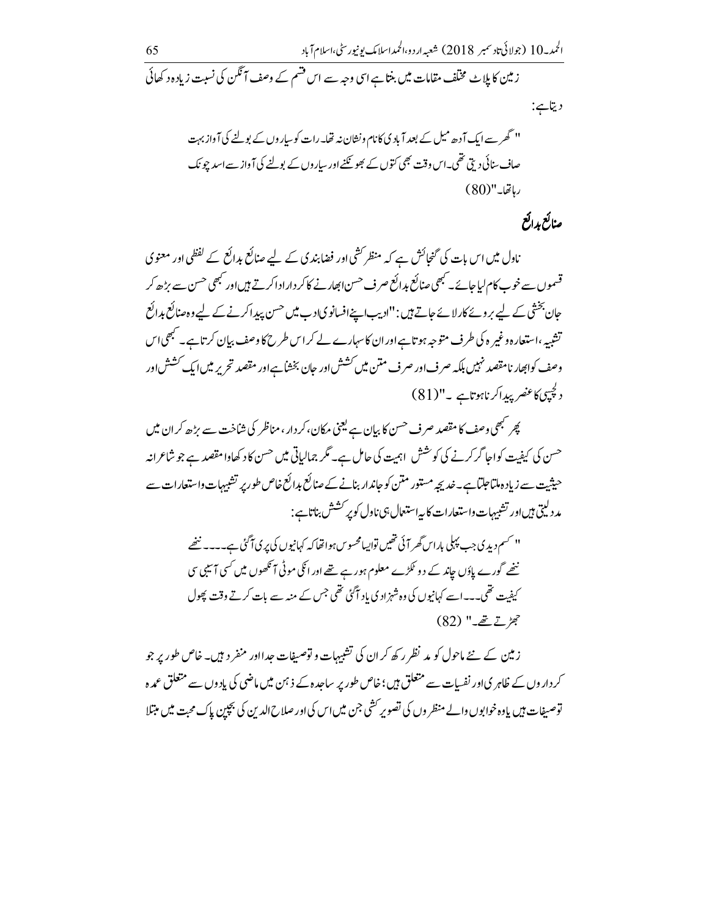زمین کا پلاٹ مختلف مقامات میں بنتا ہے اسی وجہ سے اس قسم کے وصف آنگن کی نسبت زیادہ دکھائی دیتا ہے:

> " گھر سے ایک آدھ میل کے بعد آبادی کا نام و نشان نہ تھا۔ رات کو سیاروں کے بولنے کی آواز بہت صاف سنائی دیتی تھی۔ اس وقت بھی کتوں کے بھونکنے اور سیاروں کے بولنے کی آواز سے اسد چونک رہا تھا۔"(80)

## صنائع بدائع

ناول میں اس بات کی گنجائش ہے کہ منظر کشی اور فضابندی کے لیے صنائع بدائع کے لفظی اور معنوی قسموں سے خوب کام لیا جائے۔ کبھی صنائع بدائع صرف حسن ابھارنے کا کردار ادا کرتے ہیں اور کبھی حسن سے بڑھ کر جان بخشی کے لیے بروئے کار لائے جاتے ہیں: "ادیب اپنے افسانوی ادب میں حسن پیدا کرنے کے لیے وہ صنائع بدائع تشبیہ، استعارہ وغیرہ کی طرف متوجہ ہوتا ہے اور ان کا سہارے لے کر اس طرح کا وصف بیان کرتا ہے۔ کبھی اس وصف کو ابھارنا مقصد نہیں بلکہ صرف اور صرف متن میں کشش اور جان بخشا ہے اور مقصد تحریر میں ایک کشش اور دلچسپی کا عنصر پیدا کرنا ہوتا ہے ۔"(81)

پھر کبھی وصف کا مقصد صرف حسن کا بیان ہے یعنی مکان، کردار، مناظر کی شناخت سے بڑھ کر ان میں حسن کی کیفیت کو اجاگر کرنے کی کوشش اہمیت کی حامل ہے۔ مگر جمالیاتی میں حسن کا دکھاوا مقصد ہے جو شاعرانہ حیثیت سے زیادہ ملتا جلتا ہے۔ خدیجہ مستور متن کو جاندار بنانے کے صنائع بدائع خاص طور پر تشبیہات و استعارات سے مدد لیتی ہیں اور تشبیہات و استعارات کا یہ استعمال ہی ناول کو پر کشش بناتا ہے:

> " کسم دیدی جب پہلی بار اس گھر آئی تھیں تو ایسا محسوس ہوا تھا کہ کہانیوں کی پری آگئی ہے۔۔۔۔ ننھے ننھے گورے پاؤں چاند کے دو ٹکڑے معلوم ہو رہے تھے اور انکی موٹی آنکھوں میں کسی آسیبی سی کیفیت تھی۔۔۔ اسے کہانیوں کی وہ شہزادی یاد آگئی تھی جس کے منہ سے بات کرتے وقت پھول جھڑتے تھے۔" (82)

زمین کے نئے ماحول کو مد نظر رکھ کر ان کی تشبیہات و توصیفات جدا اور منفرد ہیں۔ خاص طور پر جو کرداروں کے ظاہری اور نفسیات سے متعلق ہیں؛ خاص طور پر ساجدہ کے ذہن میں ماضی کی یادوں سے متعلق عمدہ توصیفات ہیں یا وہ خوابوں والے منظروں کی تصویر کشی جن میں اس کی اور صلاح الدین کی بچپن پاک محبت میں مبتلا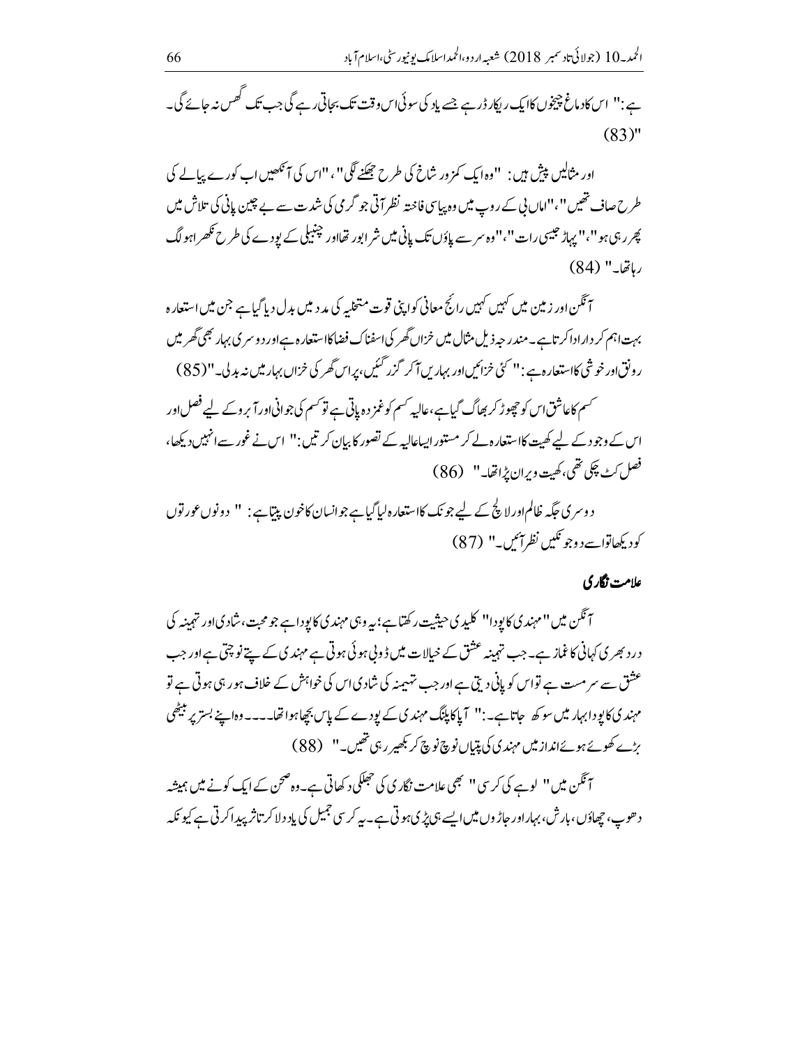ہے:" اس کا دماغ چیخوں کا ایک ریکارڈر ہے جسے یاد کی سوئی اس وقت تک بجاتی رہے گی جب تک گھس نہ جائے گی۔ (83)"

اور مثالیں پیش ہیں: "وہ ایک کمزور شاخ کی طرح جھکنے لگی"، "اس کی آنکھیں اب کورے پیالے کی طرح صاف تھیں"، "اماں بی کے روپ میں وہ پیاسی فاختہ نظر آتی جو گرمی کی شدت سے بے چین پانی کی تلاش میں پھر رہی ہو"، "پہاڑ جیسی رات"، "وہ سر سے پاؤں تک پانی میں شرابور تھا اور چنبیلی کے پودے کی طرح نکھرا ہو لگ رہا تھا۔" (84)

آنگن اور زمین میں کہیں کہیں رائج معانی کو اپنی قوت متخیلہ کی مدد میں بدل دیا گیا ہے جن میں استعارہ بہت اہم کردار ادا کرتا ہے۔ مندرجہ ذیل مثال میں خزاں گھر کی اسفناک فضا کا استعارہ ہے اور دوسری بہار بھی گھر میں رونق اور خوشی کا استعارہ ہے: " کئی خزائیں اور بہاریں آکر گزر گئیں، پر اس گھر کی خزاں بہار میں نہ بدلی۔" (85)

کسم کا عاشق اس کو چھوڑ کر بھاگ گیا ہے، عالیہ کسم کو غمزدہ پاتی ہے تو کسم کی جوانی اور آبرو کے لیے فصل اور اس کے وجود کے لیے کھیت کا استعارہ لے کر مستور ایسا عالیہ کے تصور کا بیان کرتیں: " اس نے غور سے انہیں دیکھا، فصل کٹ چکی تھی، کھیت ویران پڑا تھا۔" (86)

دوسری جگہ ظالم اور لالچ کے لیے جونک کا استعارہ لیا گیا ہے جو انسان کا خون پیتا ہے: " دونوں عورتوں کو دیکھا تو اسے دو جونکیں نظر آئیں۔" (87)

## علامت نگاری

آنگن میں "مہندی کا پودا" کلیدی حیثیت رکھتا ہے؛ یہ وہی مہندی کا پودا ہے جو محبت، شادی اور تہمینہ کی درد بھری کہانی کا غماز ہے۔ جب تہمینہ عشق کے خیالات میں ڈوبی ہوئی ہوتی ہے مہندی کے پتے نوچتی ہے اور جب عشق سے سرمست ہے تو اس کو پانی دیتی ہے اور جب تہمینہ کی شادی اس کی خواہش کے خلاف ہو رہی ہوتی ہے تو مہندی کا پودا بہار میں سوکھ جاتا ہے۔:" آپا کا پلنگ مہندی کے پودے کے پاس بچھا ہوا تھا۔۔۔۔ وہ اپنے بستر پر بیٹھی بڑے کھوئے ہوئے انداز میں مہندی کی پتیاں نوچ نوچ کر بکھیر رہی تھیں۔" (88)

آنگن میں " لوہے کی کرسی " بھی علامت نگاری کی جھلکی دکھاتی ہے۔ وہ صحن کے ایک کونے میں ہمیشہ دھوپ، چھاؤں، بارش، بہار اور جاڑوں میں ایسے ہی پڑی ہوتی ہے۔ یہ کرسی جمیل کی یاد دلا کر تاثر پیدا کرتی ہے کیونکہ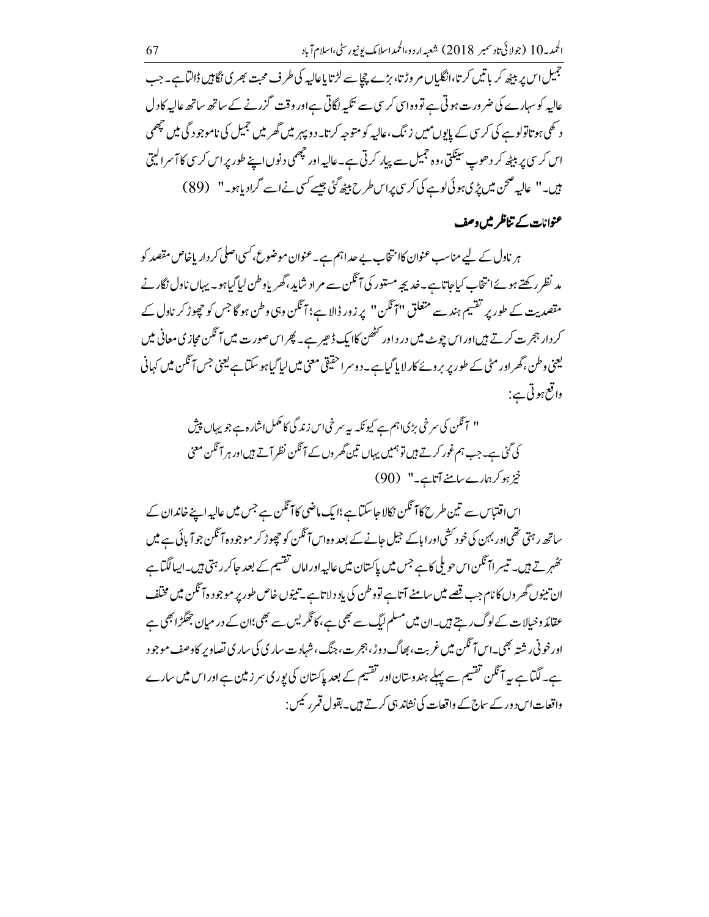جمیل اس پر بیٹھ کر باتیں کرتا، انگلیاں مروڑتا، بڑے چچا سے لڑتا یا عالیہ کی طرف محبت بھری نگاہیں ڈالتا ہے۔ جب عالیہ کو سہارے کی ضرورت ہوتی ہے تو وہ اسی کرسی سے تکیہ لگاتی ہے اور وقت گزرنے کے ساتھ ساتھ عالیہ کا دل دکھی ہوتا تو لوہے کی کرسی کے پایوں میں زنگ، عالیہ کو متوجہ کرتا۔ دوپہر میں گھر میں جمیل کی ناموجودگی میں چھمی اس کرسی پر بیٹھ کر دھوپ سینکتی، وہ جمیل سے پیار کرتی ہے۔ عالیہ اور چھمی دونوں اپنے طور پر اس کرسی کا آسرا لیتی ہیں۔" عالیہ صحن میں پڑی ہوئی لوہے کی کرسی پر اس طرح بیٹھ گئی جیسے کسی نے اسے گرادیا ہو۔" (89)

## عنوانات کے تناظر میں وصف

ہر ناول کے لیے مناسب عنوان کا انتخاب بے حد اہم ہے۔ عنوان موضوع، کسی اصلی کردار یا خاص مقصد کو مد نظر رکھتے ہوئے انتخاب کیا جاتا ہے۔ خدیجہ مستور کی آنگن سے مراد شاید، گھر یا وطن لیا گیا ہو۔ یہاں ناول نگار نے مقصدیت کے طور پر تقسیم ہند سے متعلق "آنگن" پر زور ڈالا ہے؛ آنگن وہی وطن ہوگا جس کو چھوڑ کر ناول کے کردار ہجرت کرتے ہیں اور اس چوٹ میں درد اور کٹھن کا ایک ڈھیر ہے۔ پھر اس صورت میں آنگن مجازی معانی میں یعنی وطن، گھر اور مٹی کے طور پر بروئے کار لایا گیا ہے۔ دوسرا حقیقی معنی میں لیا گیا ہو سکتا ہے یعنی جس آنگن میں کہانی واقع ہوتی ہے:

> " آنگن کی سرخی بڑی اہم ہے کیونکہ یہ سرخی اس زندگی کا مکمل اشارہ ہے جو یہاں پیش کی گئی ہے۔ جب ہم غور کرتے ہیں تو ہمیں یہاں تین گھروں کے آنگن نظر آتے ہیں اور ہر آنگن معنی خیز ہو کر ہمارے سامنے آتا ہے۔" (90)

اس اقتباس سے تین طرح کا آنگن نکالا جا سکتا ہے؛ ایک ماضی کا آنگن ہے جس میں عالیہ اپنے خاندان کے ساتھ رہتی تھی اور بہن کی خودکشی اور ابا کے جیل جانے کے بعد وہ اس آنگن کو چھوڑ کر موجودہ آنگن جو آبائی ہے میں ٹھہرتے ہیں۔ تیسرا آنگن اس حویلی کا ہے جس میں پاکستان میں عالیہ اور اماں تقسیم کے بعد جا کر رہتی ہیں۔ ایسا لگتا ہے ان تینوں گھروں کا نام جب قصے میں سامنے آتا ہے تو وطن کی یاد دلاتا ہے۔ تینوں خاص طور پر موجودہ آنگن میں مختلف عقائد وخیالات کے لوگ رہتے ہیں۔ ان میں مسلم لیگ سے بھی ہے، کانگریس سے بھی؛ ان کے درمیان جھگڑا بھی ہے اور خونی رشتہ بھی۔ اس آنگن میں غربت، بھاگ دوڑ، ہجرت، جنگ، شہادت ساری کی ساری تصاویر کا وصف موجود ہے۔ لگتا ہے یہ آنگن تقسیم سے پہلے ہندوستان اور تقسیم کے بعد پاکستان کی پوری سرزمین ہے اور اس میں سارے واقعات اس دور کے سماج کے واقعات کی نشاندہی کرتے ہیں۔ بقول قمر رئیس: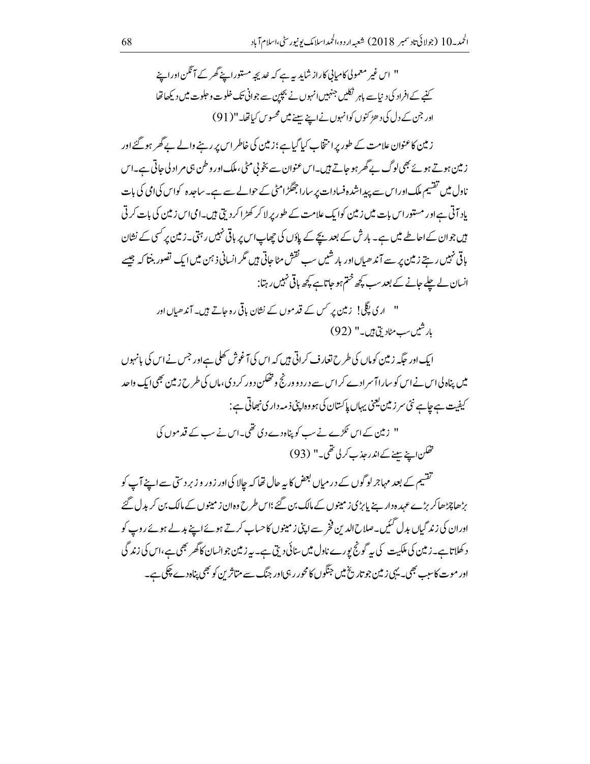"اس غیر معمولی کامیابی کا راز شاید یہ ہے کہ خدیجہ مستور اپنے گھر کے آنگن اور اپنے کنبے کے افراد کی دنیا سے باہر نکلیں جنہیں انہوں نے بچپن سے جوانی تک خلوت و جلوت میں دیکھا تھا اور جن کے دل کی دھڑکنوں کو انہوں نے اپنے سینے میں محسوس کیا تھا۔"(91)

زمین کا عنوان علامت کے طور پر انتخاب کیا گیا ہے؛ زمین کی خاطر اس پر رہنے والے بے گھر ہو گئے اور زمین ہوتے ہوئے بھی لوگ بے گھر ہو جاتے ہیں۔ اس عنوان سے بخوبی مٹی، ملک اور وطن ہی مراد لی جاتی ہے۔ اس ناول میں تقسیم ملک اور اس سے پیدا شدہ فسادات پر سارا جھگڑا مٹی کے حوالے سے ہے۔ ساجدہ کو اس کی امی کی بات یاد آتی ہے اور مستور اس بات میں زمین کو ایک علامت کے طور پر لا کر کھڑا کر دیتی ہیں۔ امی اس زمین کی بات کرتی ہیں جو ان کے احاطے میں ہے۔ بارش کے بعد بچے کے پاؤں کی چھاپ اس پر باقی نہیں رہتی۔ زمین پر کسی کے نشان باقی نہیں رہتے زمین پر سے آندھیاں اور بارشیں سب نقش مٹا جاتی ہیں مگر انسانی ذہن میں ایک تصور بنتا کہ جیسے انسان لے چلے جانے کے بعد سب کچھ ختم ہو جاتا ہے کچھ باقی نہیں رہتا:

"اری پگلی! زمین پر کس کے قدموں کے نشان باقی رہ جاتے ہیں۔ آندھیاں اور بارشیں سب مٹا دیتی ہیں۔" (92)

ایک اور جگہ زمین کو ماں کی طرح تعارف کراتی ہیں کہ اس کی آغوش کھلی ہے اور جس نے اس کی بانہوں میں پناہ لی اس نے اس کو سارا آسرا دے کر اس سے درد و ورنج و تھکن دور کر دی، ماں کی طرح زمین بھی ایک واحد کیفیت ہے چاہے نئی سرزمین یعنی یہاں پاکستان کی ہو وہ اپنی ذمہ داری نبھاتی ہے:

"زمین کے اس ٹکڑے نے سب کو پناہ دے دی تھی۔ اس نے سب کے قدموں کی تھکن اپنے سینے کے اندر جذب کر لی تھی۔" (93)

تقسیم کے بعد مہاجر لوگوں کے درمیاں بعض کا یہ حال تھا کہ چالا کی اور زور و زبردستی سے اپنے آپ کو بڑھا چڑھا کر بڑے عہدہ دار بنے یا بڑی زمینوں کے مالک بن گئے؛ اس طرح وہ ان زمینوں کے مالک بن کر بدل گئے اور ان کی زندگیاں بدل گئیں۔ صلاح الدین فخر سے اپنی زمینوں کا حساب کرتے ہوئے اپنے بدلے ہوئے روپ کو دکھلاتا ہے۔ زمین کی ملکیت کی یہ گونج پورے ناول میں سنائی دیتی ہے۔ یہ زمین جو انسان کا گھر بھی ہے، اس کی زندگی اور موت کا سبب بھی۔ یہی زمین جو تاریخ میں جنگوں کا محور رہی اور جنگ سے متاثرین کو بھی پناہ دے چکی ہے۔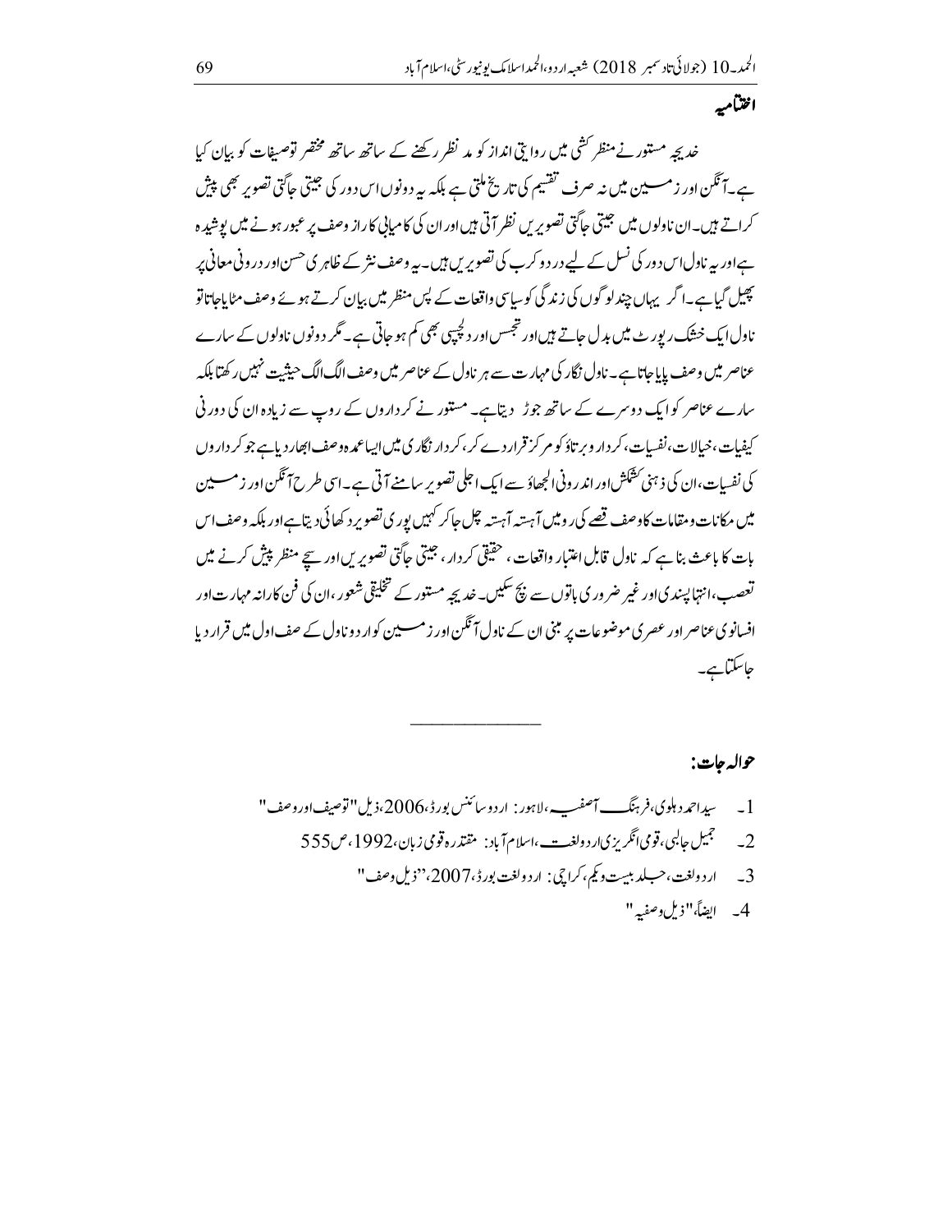## اختتامیہ

خدیجہ مستور نے منظر کشی میں روایتی انداز کو مد نظر رکھنے کے ساتھ ساتھ مختصر توصیفات کو بیان کیا ہے۔ آنگن اور زمین میں نہ صرف تقسیم کی تاریخ ملتی ہے بلکہ یہ دونوں اس دور کی جیتی جاگتی تصویر بھی پیش کراتے ہیں۔ ان ناولوں میں جیتی جاگتی تصویریں نظر آتی ہیں اور ان کی کامیابی کا راز وصف پر عبور ہونے میں پوشیدہ ہے اور یہ ناول اس دور کی نسل کے لیے درد و کرب کی تصویریں ہیں۔ یہ وصف نثر کے ظاہری حسن اور درونی معانی پر پھیل گیا ہے۔ اگر یہاں چند لوگوں کی زندگی کو سیاسی واقعات کے پس منظر میں بیان کرتے ہوئے وصف مٹایا جاتا تو ناول ایک خشک رپورٹ میں بدل جاتے ہیں اور تجسس اور دلچسپی بھی کم ہو جاتی ہے۔ مگر دونوں ناولوں کے سارے عناصر میں وصف پایا جاتا ہے۔ ناول نگار کی مہارت سے ہر ناول کے عناصر میں وصف الگ الگ حیثیت نہیں رکھتا بلکہ سارے عناصر کو ایک دوسرے کے ساتھ جوڑ دیتا ہے۔ مستور نے کرداروں کے روپ سے زیادہ ان کی درونی کیفیات، خیالات، نفسیات، کردار و برتاؤ کو مرکز قرار دے کر، کردار نگاری میں ایسا عمدہ وصف ابھار دیا ہے جو کرداروں کی نفسیات، ان کی ذہنی کشمکش اور اندرونی الجھاؤ سے ایک اجلی تصویر سامنے آتی ہے۔ اسی طرح آنگن اور زمین میں مکانات و مقامات کا وصف قصے کی رو میں آہستہ آہستہ چل جا کر کہیں پوری تصویر دکھائی دیتا ہے اور بلکہ وصف اس بات کا باعث بنا ہے کہ ناول قابل اعتبار واقعات، حقیقی کردار، جیتی جاگتی تصویریں اور سچے منظر پیش کرنے میں تعصب، انتہا پسندی اور غیر ضروری باتوں سے بچ سکیں۔ خدیجہ مستور کے تخلیقی شعور، ان کی فن کارانہ مہارت اور افسانوی عناصر اور عصری موضوعات پر مبنی ان کے ناول آنگن اور زمین کو اردو ناول کے صف اول میں قرار دیا جا سکتا ہے۔

---

## حوالہ جات:

1۔ سید احمد دہلوی، فرہنگ آصفیہ، لاہور: اردو سائنس بورڈ، 2006، ذیل "توصیف اور وصف"

2۔ جمیل جالبی، قومی انگریزی اردو لغت، اسلام آباد: مقتدرہ قومی زبان، 1992، ص 555

3۔ اردو لغت، جلد بیست و یکم، کراچی: اردو لغت بورڈ، 2007، "ذیل وصف"

4۔ ایضاً "ذیل وصفیہ"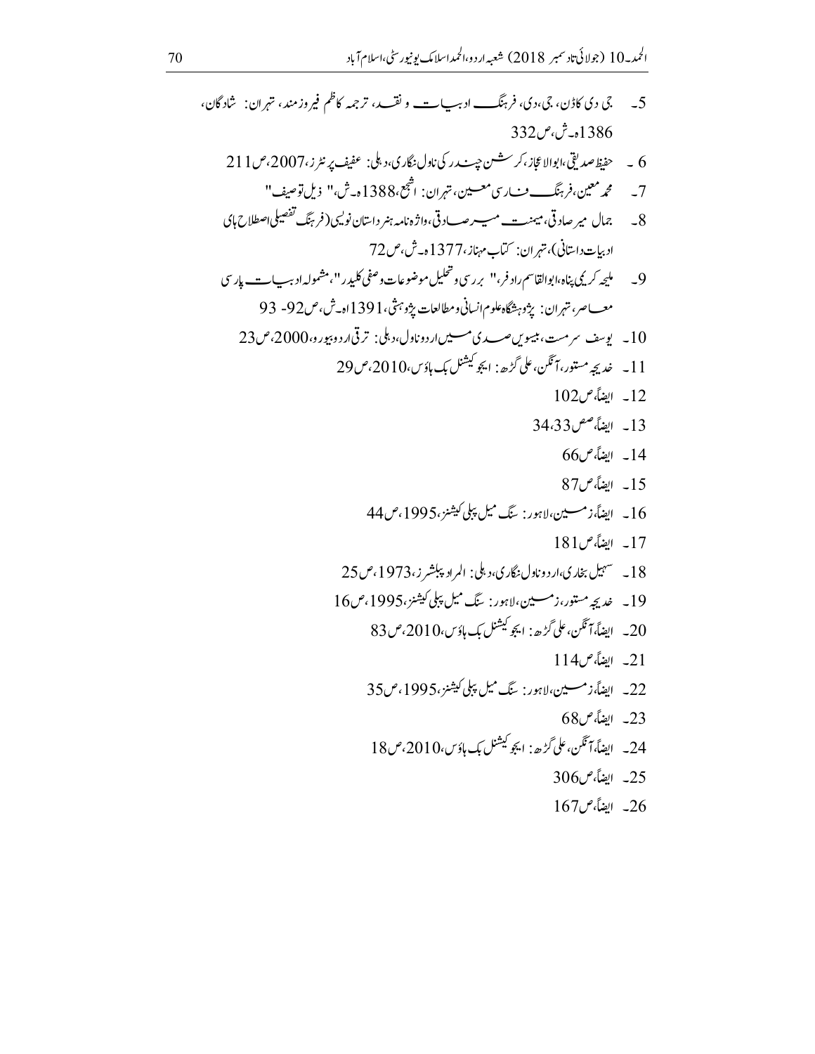5۔ جی دی کاڈن، جی،دی، فرہنگ ادبیات و نقد، ترجمہ کاظم فیروزمند، تہران: شادگان، 1386ہ۔ش،ص332

6 ۔ حفیظ صدیقی،ابوالاعجاز،کرشن چندر کی ناول نگاری،دہلی: عفیف پرنٹرز،2007،ص211

7۔ محمد معین،فرہنگ فارسی معین،تہران: اشجع،1388ہ۔ش،" ذیل توصیف"

8۔ جمال میر صادقی،میمنت میر صادقی،واژہ نامہ ہنر داستان نویسی(فرہنگ تفصیلی اصطلاح ہای ادبیات داستانی)،تہران: کتاب مہناز،1377ہ۔ش،ص72

9۔ ملیحہ کریمی پناہ،ابوالقاسم رادفر،" بررسی و تحلیل موضوعات وصفی کلیدر"،مشمولہ ادبیات پارسی معاصر،تہران: پژوہشگاہ علوم انسانی و مطالعات پژوہشی،1391ہ۔ش،ص92- 93

10۔ یوسف سرمست،بیسویں صدی میں اردو ناول،دہلی: ترقی اردو بیورو،2000،ص23

11۔ خدیجہ مستور،آنگن،علی گڑھ: ایجوکیشنل بک ہاؤس،2010،ص29

12۔ ایضاً،ص102

13۔ ایضاً،صص33،34

14۔ ایضاً،ص66

15۔ ایضاً،ص87

16۔ ایضاً،زمین،لاہور: سنگ میل پبلی کیشنز،1995،ص44

17۔ ایضاً،ص181

18۔ سہیل بخاری،اردو ناول نگاری،دہلی: المراد پبلشرز،1973،ص25

19۔ خدیجہ مستور،زمین،لاہور: سنگ میل پبلی کیشنز،1995،ص16

20۔ ایضاً،آنگن،علی گڑھ: ایجوکیشنل بک ہاؤس،2010،ص83

21۔ ایضاً،ص114

22۔ ایضاً،زمین،لاہور: سنگ میل پبلی کیشنز،1995،ص35

23۔ ایضاً،ص68

24۔ ایضاً،آنگن،علی گڑھ: ایجوکیشنل بک ہاؤس،2010،ص18

25۔ ایضاً،ص306

26۔ ایضاً،ص167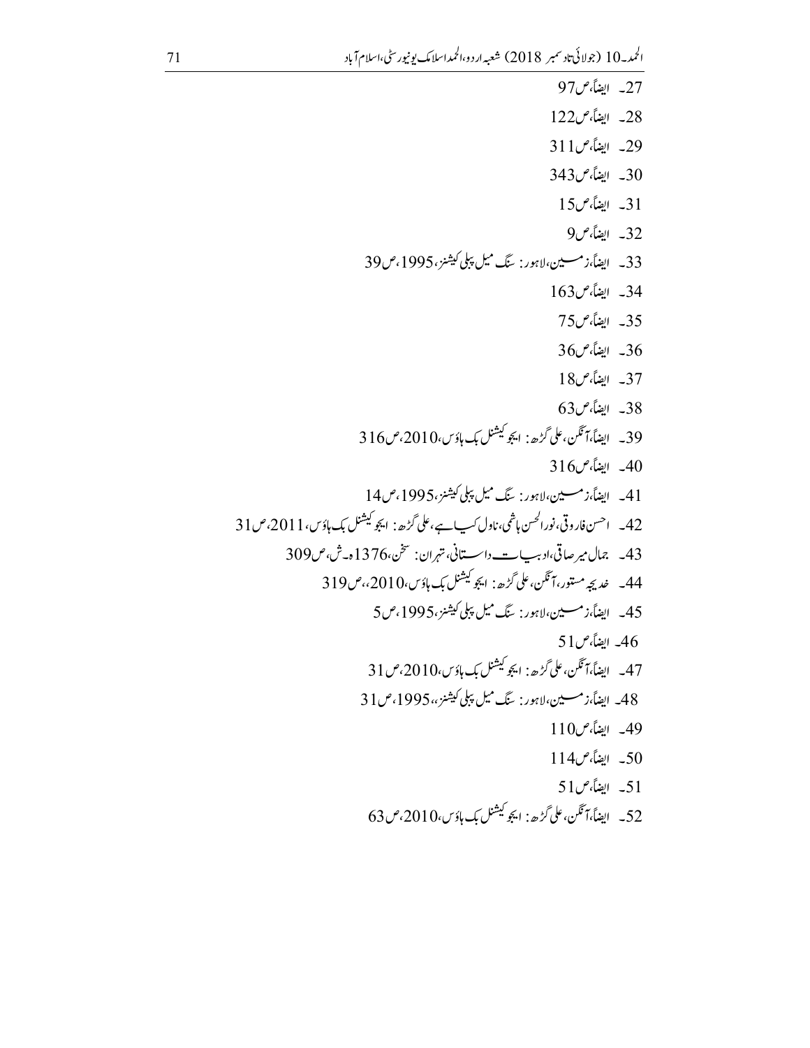27۔ ایضاً،ص97

28۔ ایضاً،ص122

29۔ ایضاً،ص311

30۔ ایضاً،ص343

31۔ ایضاً،ص15

32۔ ایضاً،ص9

33۔ ایضاً،زمین،لاہور: سنگ میل پبلی کیشنز،1995،ص39

34۔ ایضاً،ص163

35۔ ایضاً،ص75

36۔ ایضاً،ص36

37۔ ایضاً،ص18

38۔ ایضاً،ص63

39۔ ایضاً،آنگن،علی گڑھ: ایجوکیشنل بک ہاؤس،2010،ص316

40۔ ایضاً،ص316

41۔ ایضاً،زمین،لاہور: سنگ میل پبلی کیشنز،1995،ص14

42۔ احسن فاروقی،نورالحسن ہاشمی،ناول کیا ہے،علی گڑھ: ایجوکیشنل بک ہاؤس، 2011،ص31

43۔ جمال میرصاقی،ادبیات داستانی،تہران: سخن،1376ہ۔ش،ص309

44۔ خدیجہ مستور،آنگن،علی گڑھ: ایجوکیشنل بک ہاؤس،2010،،ص319

45۔ ایضاً،زمین،لاہور: سنگ میل پبلی کیشنز،1995،ص5

46۔ ایضاً،ص51

47۔ ایضاً،آنگن،علی گڑھ: ایجوکیشنل بک ہاؤس،2010،ص31

48۔ ایضاً،زمین،لاہور: سنگ میل پبلی کیشنز،،1995،ص31

49۔ ایضاً،ص110

50۔ ایضاً،ص114

51۔ ایضاً،ص51

52۔ ایضاً،آنگن،علی گڑھ: ایجوکیشنل بک ہاؤس،2010،ص63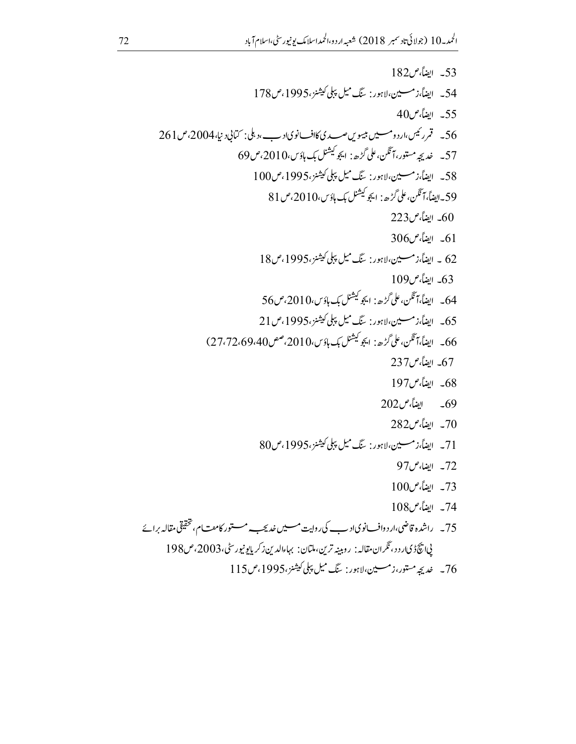53۔ ایضاً،ص182

54۔ ایضاً،زمیں،لاہور: سنگ میل پبلی کیشنز،1995،ص178

55۔ ایضاً،ص40

56۔ قمر رئیس،اردو میں بیسویں صدی کا افسانوی ادب،دہلی: کتابی دنیا،2004،ص261

57۔ خدیجہ مستور،آنگن،علی گڑھ: ایجوکیشنل بک ہاؤس،2010،ص69

58۔ ایضاً،زمیں،لاہور: سنگ میل پبلی کیشنز،1995،ص100

59۔ایضاً،آنگن،علی گڑھ: ایجوکیشنل بک ہاؤس،2010،ص81

60۔ ایضاً،ص223

61۔ ایضاً،ص306

62 ۔ ایضاً،زمیں،لاہور: سنگ میل پبلی کیشنز،1995،ص18

63۔ ایضاً،ص109

64۔ ایضاً،آنگن،علی گڑھ: ایجوکیشنل بک ہاؤس،2010،ص56

65۔ ایضاً،زمیں،لاہور: سنگ میل پبلی کیشنز،1995،ص21

66۔ ایضاً،آنگن،علی گڑھ: ایجوکیشنل بک ہاؤس،2010،صص(27،72،69،40)

67۔ ایضاً،ص237

68۔ ایضاً،ص197

69۔ ایضاً،ص202

70۔ ایضاً،ص282

71۔ ایضاً،زمیں،لاہور: سنگ میل پبلی کیشنز،1995،ص80

72۔ ایضا،ص97

73۔ ایضاً،ص100

74۔ ایضاً،ص108

75۔ راشدہ قاضی،اردو افسانوی ادب کی روایت میں خدیجہ مستور کا مقام،تحقیقی مقالہ برائے پی ایچ ڈی اردو،نگران مقالہ: روبینہ ترین،ملتان: بہاءالدین زکریا یونیورسٹی،2003،ص198

76۔ خدیجہ مستور،زمیں،لاہور: سنگ میل پبلی کیشنز،1995،ص115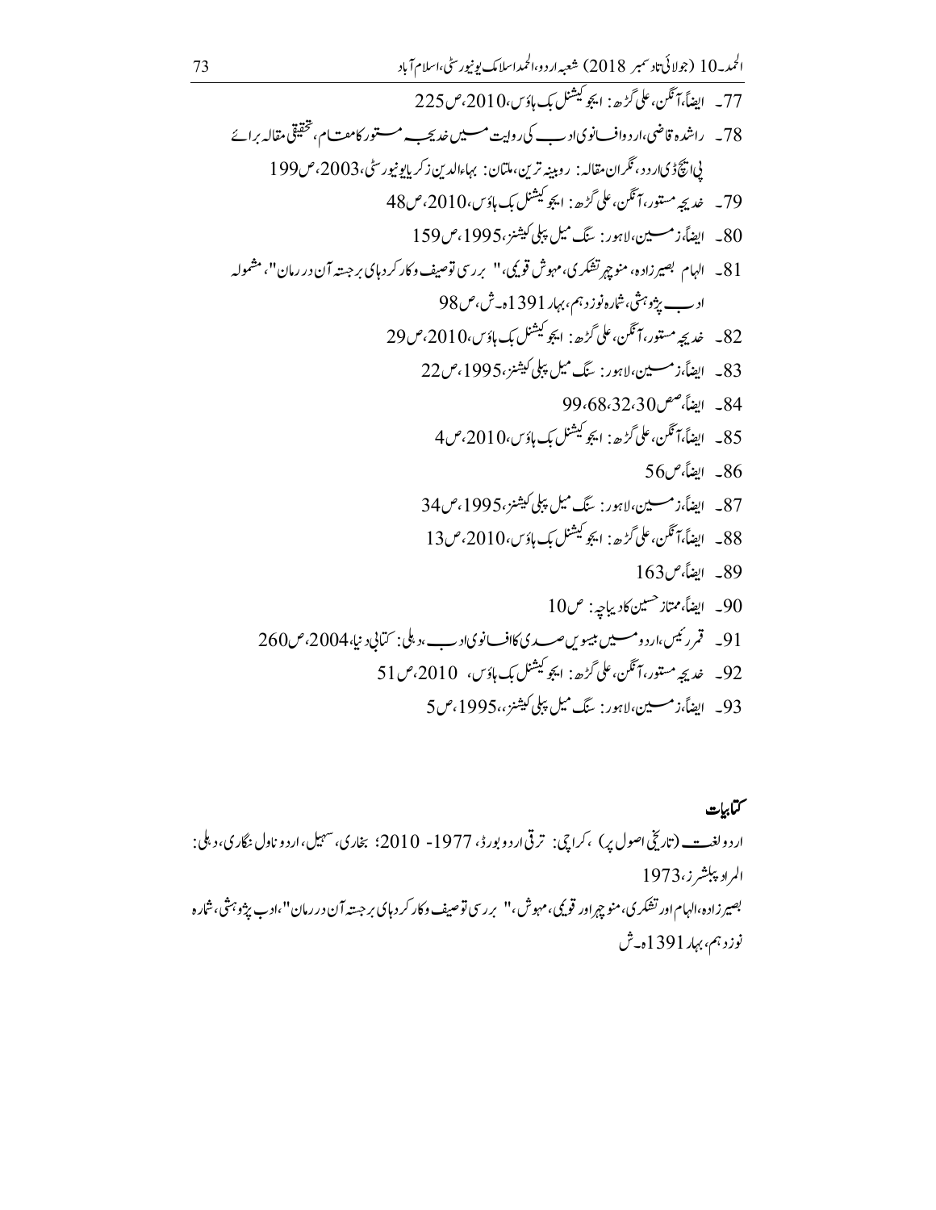77۔ ایضاً، آنگن، علی گڑھ: ایجوکیشنل بک ہاؤس، 2010، ص225

78۔ راشدہ قاضی، اردو افسانوی ادب کی روایت میں خدیجہ مستور کا مقام، تحقیقی مقالہ برائے پی ایچ ڈی اردو، نگران مقالہ: روبینہ ترین، ملتان: بہاءالدین زکریا یونیورسٹی، 2003، ص199

79۔ خدیجہ مستور، آنگن، علی گڑھ: ایجوکیشنل بک ہاؤس، 2010، ص48

80۔ ایضاً، زمین، لاہور: سنگ میل پبلی کیشنز، 1995، ص159

81۔ الہام بصیر زادہ، منوچہر تشکری، مہوش قویمی، " بررسی توصیف وکارکردہای برجستہ آن در رمان"، مشمولہ ادب پژوہشی، شمارہ نوزدہم، بہار 1391ھ۔ش، ص98

82۔ خدیجہ مستور، آنگن، علی گڑھ: ایجوکیشنل بک ہاؤس، 2010، ص29

83۔ ایضاً، زمین، لاہور: سنگ میل پبلی کیشنز، 1995، ص22

84۔ ایضاً، صص30، 32، 68، 99

85۔ ایضاً، آنگن، علی گڑھ: ایجوکیشنل بک ہاؤس، 2010، ص4

86۔ ایضاً، ص56

87۔ ایضاً، زمین، لاہور: سنگ میل پبلی کیشنز، 1995، ص34

88۔ ایضاً، آنگن، علی گڑھ: ایجوکیشنل بک ہاؤس، 2010، ص13

89۔ ایضاً، ص163

90۔ ایضاً، ممتاز حسین کا دیباچہ: ص10

91۔ قمر رئیس، اردو میں بیسویں صدی کا افسانوی ادب، دہلی: کتابی دنیا، 2004، ص260

92۔ خدیجہ مستور، آنگن، علی گڑھ: ایجوکیشنل بک ہاؤس، 2010، ص51

93۔ ایضاً، زمین، لاہور: سنگ میل پبلی کیشنز، 1995، ص5

## کتابیات

اردو لغت (تاریخی اصول پر)، کراچی: ترقی اردو بورڈ، 1977- 2010؛ بخاری، سہیل، اردو ناول نگاری، دہلی: المراد پبلشرز، 1973

بصیر زادہ، الہام اور تشکری، منوچہر اور قویمی، مہوش، " بررسی توصیف وکارکردہای برجستہ آن در رمان"، ادب پژوہشی، شمارہ نوزدہم، بہار 1391ھ۔ش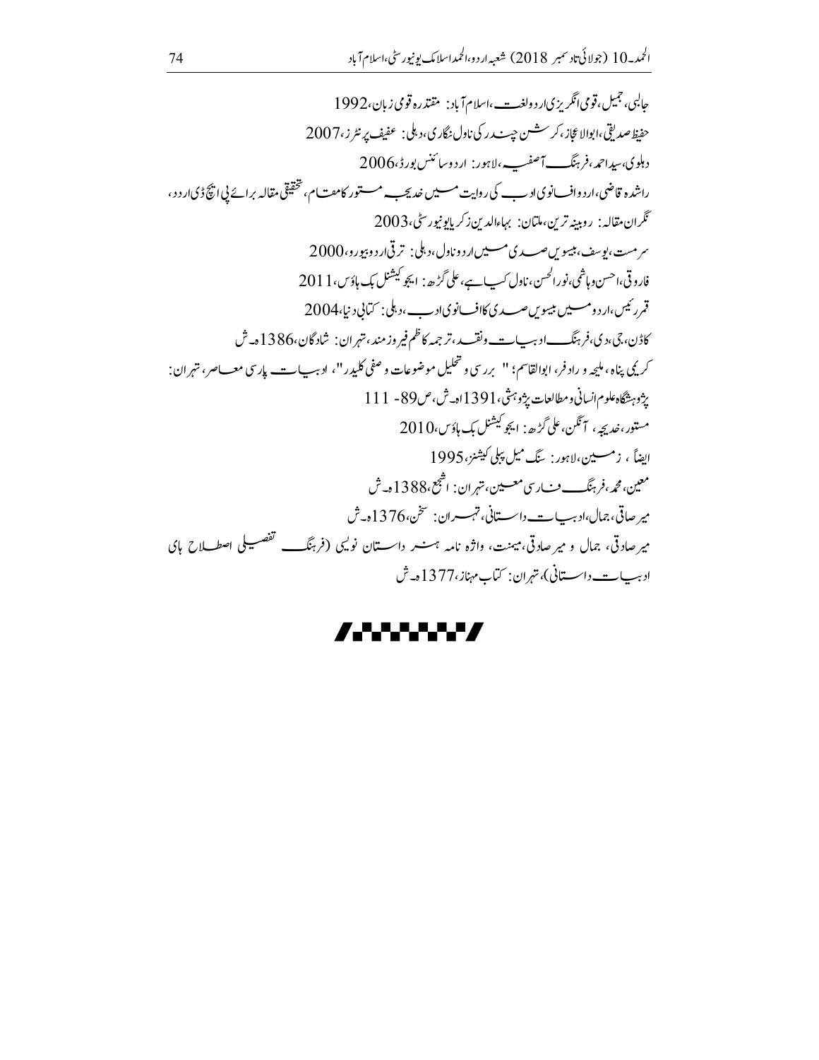جالبی، جمیل، قومی انگریزی اردو لغت، اسلام آباد: مقتدرہ قومی زبان، 1992

حفیظ صدیقی، ابوالاعجاز، کرشن چندر کی ناول نگاری، دہلی: عفیف پرنٹرز، 2007

دہلوی، سید احمد، فرہنگ آصفیہ، لاہور: اردو سائنس بورڈ، 2006

راشدہ قاضی، اردو افسانوی ادب کی روایت میں خدیجہ مستور کا مقام، تحقیقی مقالہ برائے پی ایچ ڈی اردو، نگران مقالہ: روبینہ ترین، ملتان: بہاء الدین زکریا یونیورسٹی، 2003

سرمست، یوسف، بیسویں صدی میں اردو ناول، دہلی: ترقی اردو بیورو، 2000

فاروقی، احسن و ہاشمی، نور الحسن، ناول کیا ہے، علی گڑھ: ایجوکیشنل بک ہاؤس، 2011

قمر رئیس، اردو میں بیسویں صدی کا افسانوی ادب، دہلی: کتابی دنیا، 2004

کاڈن، جی، دی، فرہنگ ادبیات و نقد، ترجمہ کاظم فیروزمند، تہران: شادگان، 1386ھ۔ش

کریمی پناہ، ملیحہ و رادفر، ابوالقاسم؛ " بررسی و تحلیل موضوعات و صفی کلیدر"، ادبیات پارسی معاصر، تہران: پژوہشگاہ علوم انسانی و مطالعات پژوہشی، 1391ھ۔ش، ص89- 111

مستور، خدیجہ، آنگن، علی گڑھ: ایجوکیشنل بک ہاؤس، 2010

ایضاً، زمین، لاہور: سنگ میل پبلی کیشنز، 1995

معین، محمد، فرہنگ فارسی معین، تہران: اشجع، 1388ھ۔ش

میر صادقی، جمال، ادبیات داستانی، تہران: سخن، 1376ھ۔ش

میر صادقی، جمال و میر صادقی، میمنت، واژہ نامہ ہنر داستان نویسی (فرہنگ تفصیلی اصطلاح ہای ادبیات داستانی)، تہران: کتاب مہناز، 1377ھ۔ش